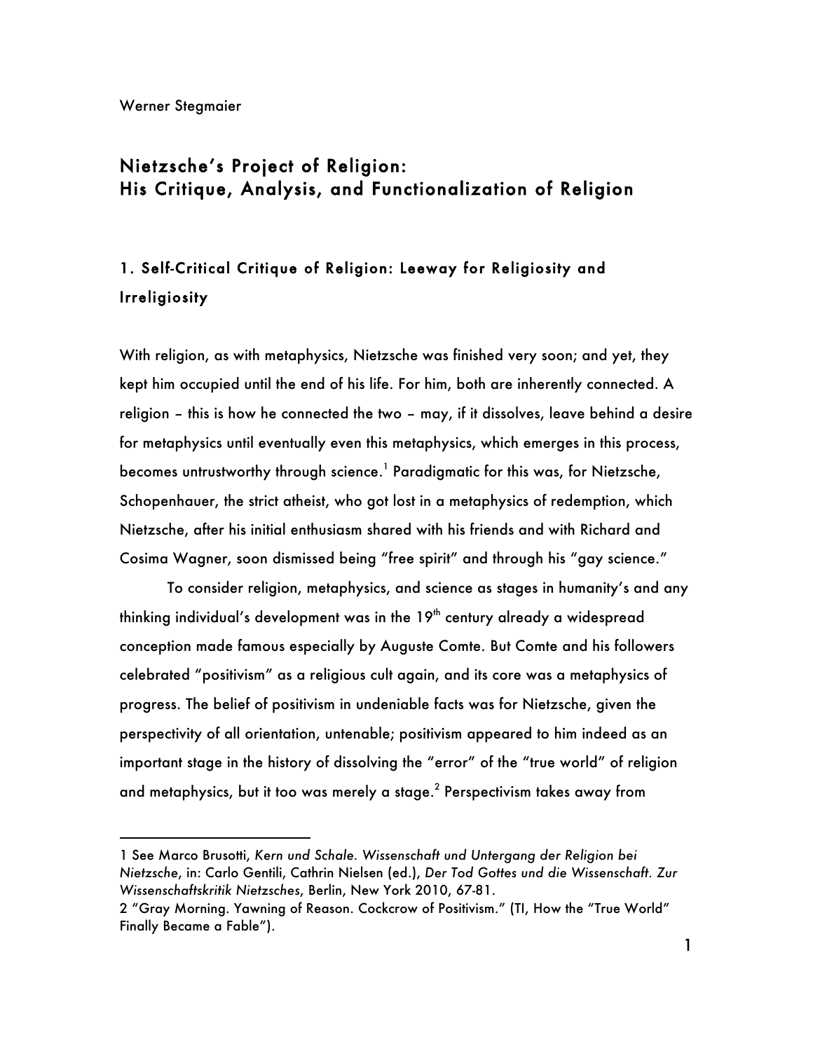Werner Stegmaier

# Nietzsche's Project of Religion: His Critique, Analysis, and Functionalization of Religion

## 1. Self-Critical Critique of Religion: Leeway for Religiosity and Irreligiosity

With religion, as with metaphysics, Nietzsche was finished very soon; and yet, they kept him occupied until the end of his life. For him, both are inherently connected. A religion – this is how he connected the two – may, if it dissolves, leave behind a desire for metaphysics until eventually even this metaphysics, which emerges in this process, becomes untrustworthy through science.[1] Paradigmatic for this was, for Nietzsche, Schopenhauer, the strict atheist, who got lost in a metaphysics of redemption, which Nietzsche, after his initial enthusiasm shared with his friends and with Richard and Cosima Wagner, soon dismissed being "free spirit" and through his "gay science."

To consider religion, metaphysics, and science as stages in humanity's and any thinking individual's development was in the 19th century already a widespread conception made famous especially by Auguste Comte. But Comte and his followers celebrated "positivism" as a religious cult again, and its core was a metaphysics of progress. The belief of positivism in undeniable facts was for Nietzsche, given the perspectivity of all orientation, untenable; positivism appeared to him indeed as an important stage in the history of dissolving the "error" of the "true world" of religion and metaphysics, but it too was merely a stage.[2] Perspectivism takes away from

---

1 See Marco Brusotti, *Kern und Schale. Wissenschaft und Untergang der Religion bei Nietzsche*, in: Carlo Gentili, Cathrin Nielsen (ed.), *Der Tod Gottes und die Wissenschaft. Zur Wissenschaftskritik Nietzsches*, Berlin, New York 2010, 67-81.

2 "Gray Morning. Yawning of Reason. Cockcrow of Positivism." (TI, How the "True World" Finally Became a Fable").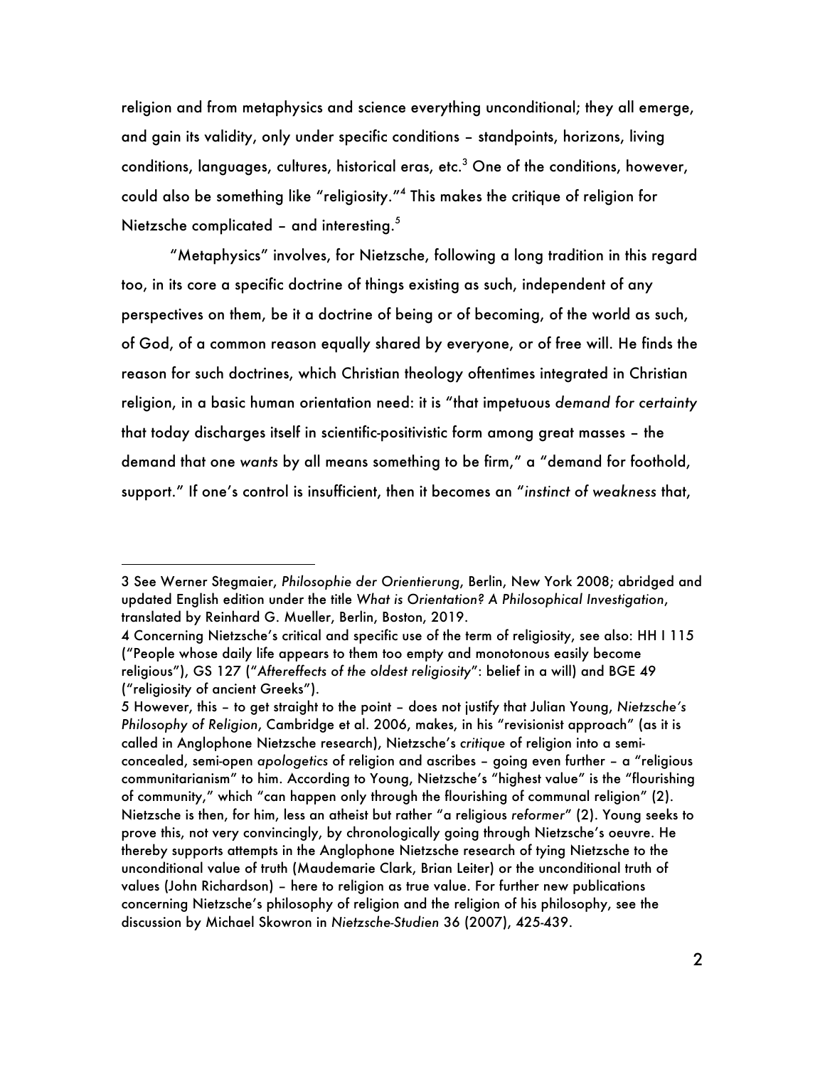religion and from metaphysics and science everything unconditional; they all emerge, and gain its validity, only under specific conditions – standpoints, horizons, living conditions, languages, cultures, historical eras, etc.[3] One of the conditions, however, could also be something like "religiosity."[4] This makes the critique of religion for Nietzsche complicated – and interesting.[5]

"Metaphysics" involves, for Nietzsche, following a long tradition in this regard too, in its core a specific doctrine of things existing as such, independent of any perspectives on them, be it a doctrine of being or of becoming, of the world as such, of God, of a common reason equally shared by everyone, or of free will. He finds the reason for such doctrines, which Christian theology oftentimes integrated in Christian religion, in a basic human orientation need: it is "that impetuous *demand for certainty* that today discharges itself in scientific-positivistic form among great masses – the demand that one *wants* by all means something to be firm," a "demand for foothold, support." If one's control is insufficient, then it becomes an "*instinct of weakness* that,

---

3 See Werner Stegmaier, *Philosophie der Orientierung*, Berlin, New York 2008; abridged and updated English edition under the title *What is Orientation? A Philosophical Investigation*, translated by Reinhard G. Mueller, Berlin, Boston, 2019.

4 Concerning Nietzsche's critical and specific use of the term of religiosity, see also: HH I 115 ("People whose daily life appears to them too empty and monotonous easily become religious"), GS 127 ("*Aftereffects of the oldest religiosity*": belief in a will) and BGE 49 ("religiosity of ancient Greeks").

5 However, this – to get straight to the point – does not justify that Julian Young, *Nietzsche's Philosophy of Religion*, Cambridge et al. 2006, makes, in his "revisionist approach" (as it is called in Anglophone Nietzsche research), Nietzsche's *critique* of religion into a semi-concealed, semi-open *apologetics* of religion and ascribes – going even further – a "religious communitarianism" to him. According to Young, Nietzsche's "highest value" is the "flourishing of community," which "can happen only through the flourishing of communal religion" (2). Nietzsche is then, for him, less an atheist but rather "a religious *reformer*" (2). Young seeks to prove this, not very convincingly, by chronologically going through Nietzsche's oeuvre. He thereby supports attempts in the Anglophone Nietzsche research of tying Nietzsche to the unconditional value of truth (Maudemarie Clark, Brian Leiter) or the unconditional truth of values (John Richardson) – here to religion as true value. For further new publications concerning Nietzsche's philosophy of religion and the religion of his philosophy, see the discussion by Michael Skowron in *Nietzsche-Studien* 36 (2007), 425-439.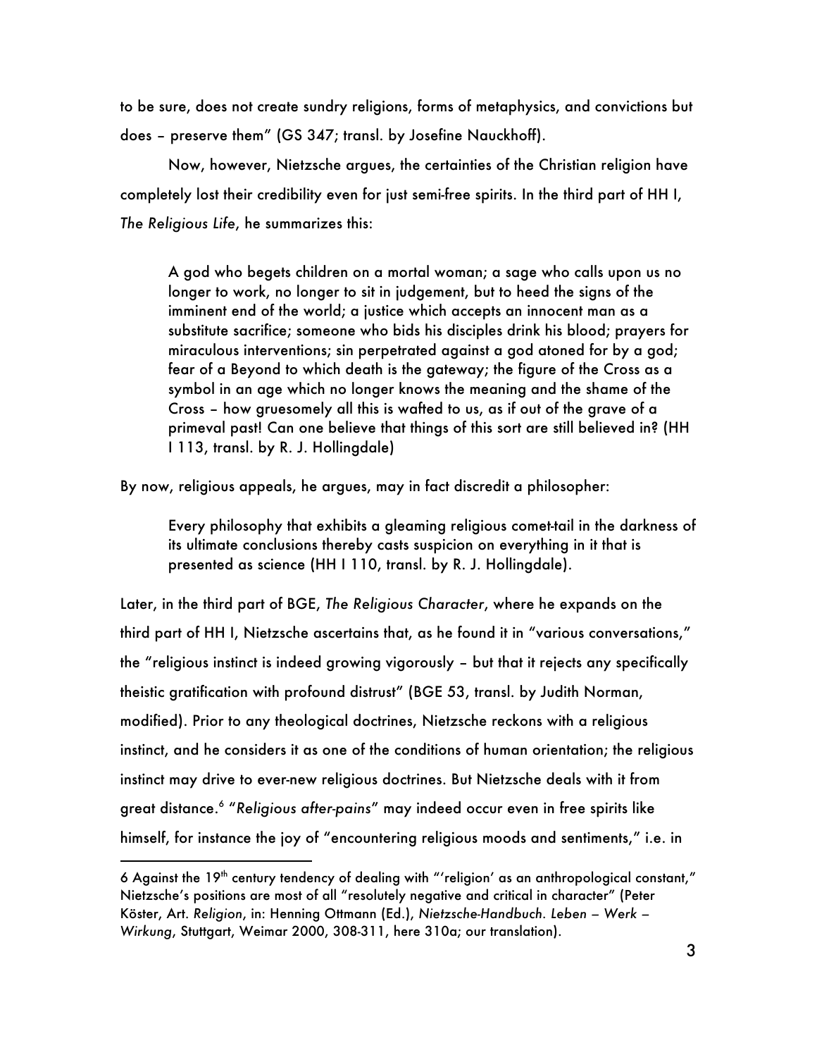to be sure, does not create sundry religions, forms of metaphysics, and convictions but does – preserve them" (GS 347; transl. by Josefine Nauckhoff).

Now, however, Nietzsche argues, the certainties of the Christian religion have completely lost their credibility even for just semi-free spirits. In the third part of HH I, *The Religious Life*, he summarizes this:

> A god who begets children on a mortal woman; a sage who calls upon us no longer to work, no longer to sit in judgement, but to heed the signs of the imminent end of the world; a justice which accepts an innocent man as a substitute sacrifice; someone who bids his disciples drink his blood; prayers for miraculous interventions; sin perpetrated against a god atoned for by a god; fear of a Beyond to which death is the gateway; the figure of the Cross as a symbol in an age which no longer knows the meaning and the shame of the Cross – how gruesomely all this is wafted to us, as if out of the grave of a primeval past! Can one believe that things of this sort are still believed in? (HH I 113, transl. by R. J. Hollingdale)

By now, religious appeals, he argues, may in fact discredit a philosopher:

> Every philosophy that exhibits a gleaming religious comet-tail in the darkness of its ultimate conclusions thereby casts suspicion on everything in it that is presented as science (HH I 110, transl. by R. J. Hollingdale).

Later, in the third part of BGE, *The Religious Character*, where he expands on the third part of HH I, Nietzsche ascertains that, as he found it in "various conversations," the "religious instinct is indeed growing vigorously – but that it rejects any specifically theistic gratification with profound distrust" (BGE 53, transl. by Judith Norman, modified). Prior to any theological doctrines, Nietzsche reckons with a religious instinct, and he considers it as one of the conditions of human orientation; the religious instinct may drive to ever-new religious doctrines. But Nietzsche deals with it from great distance.[6] "*Religious after-pains*" may indeed occur even in free spirits like himself, for instance the joy of "encountering religious moods and sentiments," i.e. in

---

6 Against the 19th century tendency of dealing with "'religion' as an anthropological constant," Nietzsche's positions are most of all "resolutely negative and critical in character" (Peter Köster, Art. *Religion*, in: Henning Ottmann (Ed.), *Nietzsche-Handbuch. Leben – Werk – Wirkung*, Stuttgart, Weimar 2000, 308-311, here 310a; our translation).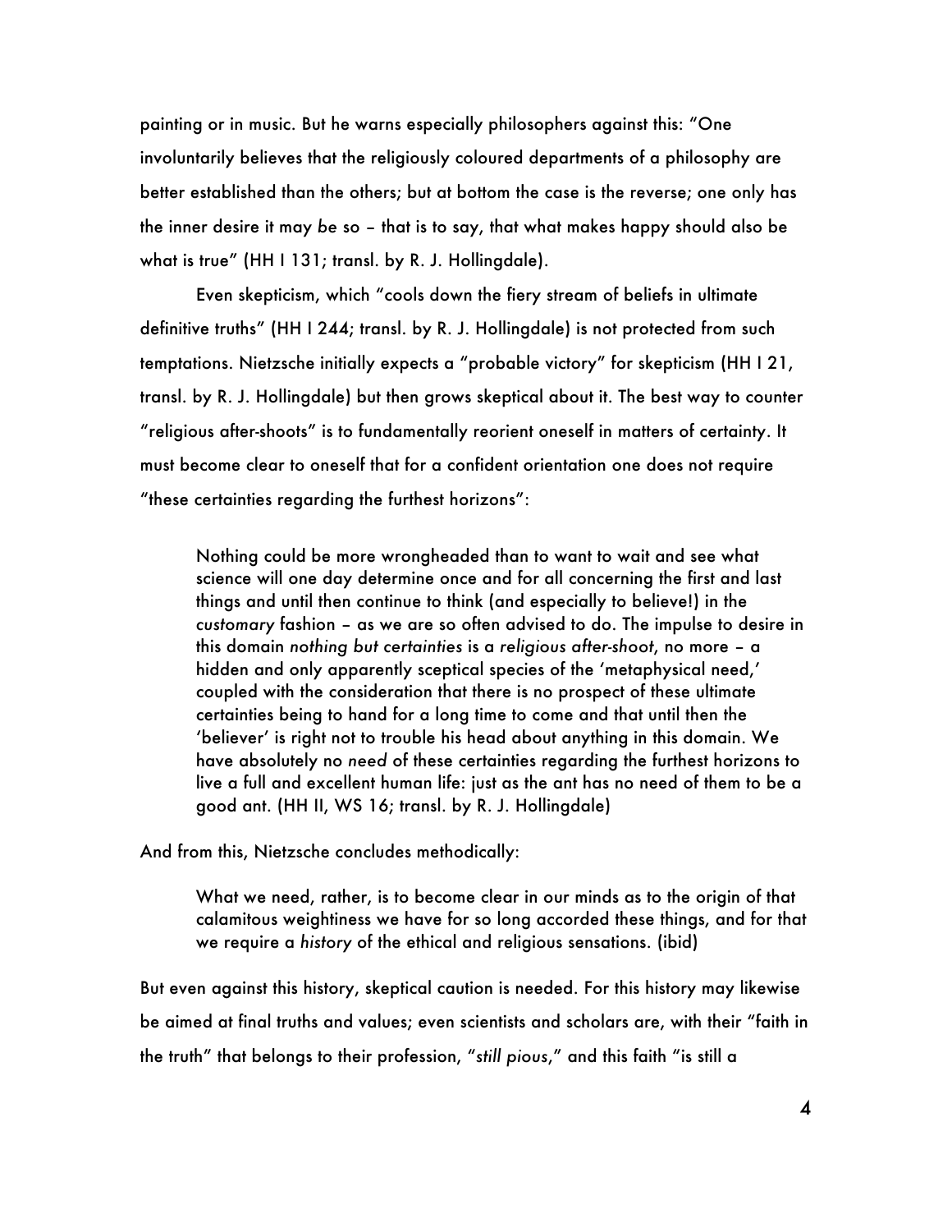painting or in music. But he warns especially philosophers against this: "One involuntarily believes that the religiously coloured departments of a philosophy are better established than the others; but at bottom the case is the reverse; one only has the inner desire it may *be* so – that is to say, that what makes happy should also be what is true" (HH I 131; transl. by R. J. Hollingdale).

Even skepticism, which "cools down the fiery stream of beliefs in ultimate definitive truths" (HH I 244; transl. by R. J. Hollingdale) is not protected from such temptations. Nietzsche initially expects a "probable victory" for skepticism (HH I 21, transl. by R. J. Hollingdale) but then grows skeptical about it. The best way to counter "religious after-shoots" is to fundamentally reorient oneself in matters of certainty. It must become clear to oneself that for a confident orientation one does not require "these certainties regarding the furthest horizons":

> Nothing could be more wrongheaded than to want to wait and see what science will one day determine once and for all concerning the first and last things and until then continue to think (and especially to believe!) in the *customary* fashion – as we are so often advised to do. The impulse to desire in this domain *nothing but certainties* is a *religious after-shoot,* no more – a hidden and only apparently sceptical species of the 'metaphysical need,' coupled with the consideration that there is no prospect of these ultimate certainties being to hand for a long time to come and that until then the 'believer' is right not to trouble his head about anything in this domain. We have absolutely no *need* of these certainties regarding the furthest horizons to live a full and excellent human life: just as the ant has no need of them to be a good ant. (HH II, WS 16; transl. by R. J. Hollingdale)

And from this, Nietzsche concludes methodically:

> What we need, rather, is to become clear in our minds as to the origin of that calamitous weightiness we have for so long accorded these things, and for that we require a *history* of the ethical and religious sensations. (ibid)

But even against this history, skeptical caution is needed. For this history may likewise be aimed at final truths and values; even scientists and scholars are, with their "faith in the truth" that belongs to their profession, "*still pious*," and this faith "is still a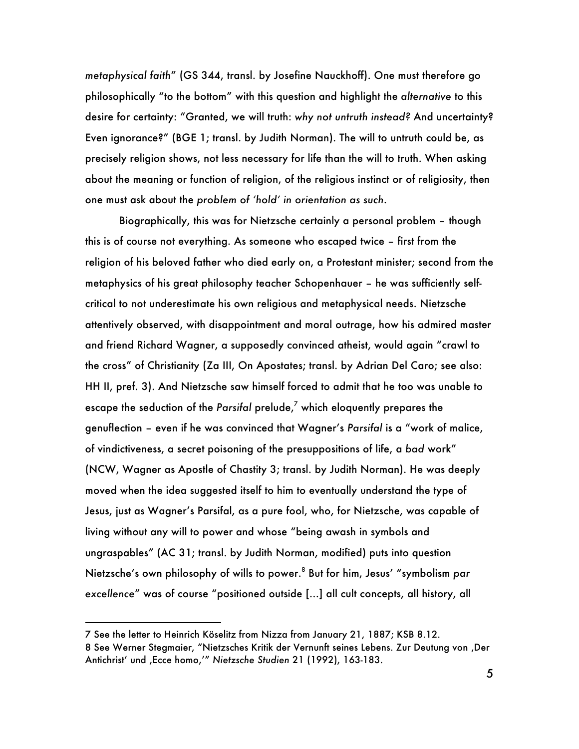*metaphysical faith*" (GS 344, transl. by Josefine Nauckhoff). One must therefore go philosophically "to the bottom" with this question and highlight the *alternative* to this desire for certainty: "Granted, we will truth: *why not untruth instead*? And uncertainty? Even ignorance?" (BGE 1; transl. by Judith Norman). The will to untruth could be, as precisely religion shows, not less necessary for life than the will to truth. When asking about the meaning or function of religion, of the religious instinct or of religiosity, then one must ask about the *problem of 'hold' in orientation as such*.

Biographically, this was for Nietzsche certainly a personal problem – though this is of course not everything. As someone who escaped twice – first from the religion of his beloved father who died early on, a Protestant minister; second from the metaphysics of his great philosophy teacher Schopenhauer – he was sufficiently self-critical to not underestimate his own religious and metaphysical needs. Nietzsche attentively observed, with disappointment and moral outrage, how his admired master and friend Richard Wagner, a supposedly convinced atheist, would again "crawl to the cross" of Christianity (Za III, On Apostates; transl. by Adrian Del Caro; see also: HH II, pref. 3). And Nietzsche saw himself forced to admit that he too was unable to escape the seduction of the *Parsifal* prelude,[7] which eloquently prepares the genuflection – even if he was convinced that Wagner's *Parsifal* is a "work of malice, of vindictiveness, a secret poisoning of the presuppositions of life, a *bad* work" (NCW, Wagner as Apostle of Chastity 3; transl. by Judith Norman). He was deeply moved when the idea suggested itself to him to eventually understand the type of Jesus, just as Wagner's Parsifal, as a pure fool, who, for Nietzsche, was capable of living without any will to power and whose "being awash in symbols and ungraspables" (AC 31; transl. by Judith Norman, modified) puts into question Nietzsche's own philosophy of wills to power.[8] But for him, Jesus' "symbolism *par excellence*" was of course "positioned outside […] all cult concepts, all history, all

---

7 See the letter to Heinrich Köselitz from Nizza from January 21, 1887; KSB 8.12.

8 See Werner Stegmaier, "Nietzsches Kritik der Vernunft seines Lebens. Zur Deutung von ‚Der Antichrist' und ‚Ecce homo,'" *Nietzsche Studien* 21 (1992), 163-183.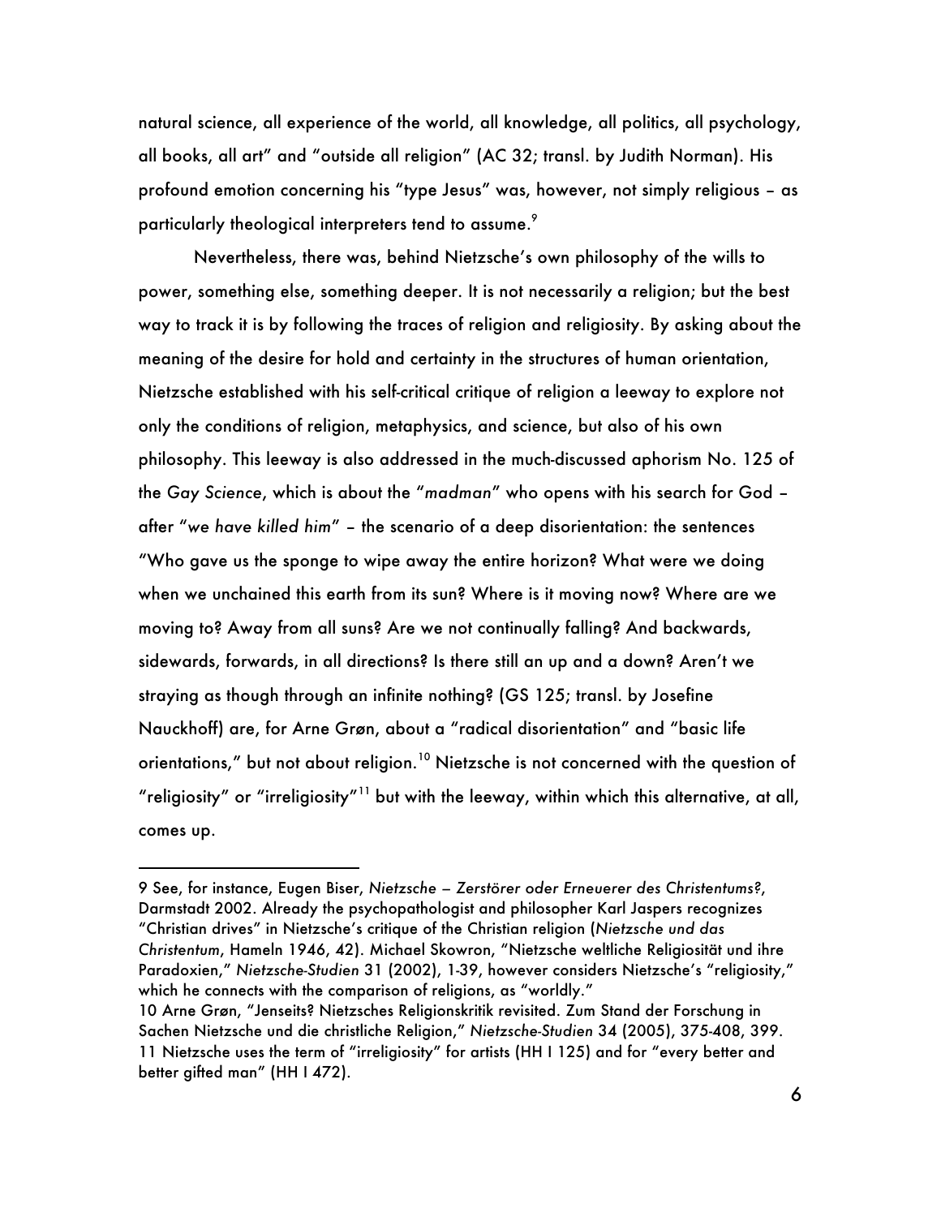natural science, all experience of the world, all knowledge, all politics, all psychology, all books, all art" and "outside all religion" (AC 32; transl. by Judith Norman). His profound emotion concerning his "type Jesus" was, however, not simply religious – as particularly theological interpreters tend to assume.[9]

Nevertheless, there was, behind Nietzsche's own philosophy of the wills to power, something else, something deeper. It is not necessarily a religion; but the best way to track it is by following the traces of religion and religiosity. By asking about the meaning of the desire for hold and certainty in the structures of human orientation, Nietzsche established with his self-critical critique of religion a leeway to explore not only the conditions of religion, metaphysics, and science, but also of his own philosophy. This leeway is also addressed in the much-discussed aphorism No. 125 of the *Gay Science*, which is about the "*madman*" who opens with his search for God – after "*we have killed him*" – the scenario of a deep disorientation: the sentences "Who gave us the sponge to wipe away the entire horizon? What were we doing when we unchained this earth from its sun? Where is it moving now? Where are we moving to? Away from all suns? Are we not continually falling? And backwards, sidewards, forwards, in all directions? Is there still an up and a down? Aren't we straying as though through an infinite nothing? (GS 125; transl. by Josefine Nauckhoff) are, for Arne Grøn, about a "radical disorientation" and "basic life orientations," but not about religion.[10] Nietzsche is not concerned with the question of "religiosity" or "irreligiosity"[11] but with the leeway, within which this alternative, at all, comes up.

---

9 See, for instance, Eugen Biser, *Nietzsche – Zerstörer oder Erneuerer des Christentums?*, Darmstadt 2002. Already the psychopathologist and philosopher Karl Jaspers recognizes "Christian drives" in Nietzsche's critique of the Christian religion (*Nietzsche und das Christentum*, Hameln 1946, 42). Michael Skowron, "Nietzsche weltliche Religiosität und ihre Paradoxien," *Nietzsche-Studien* 31 (2002), 1-39, however considers Nietzsche's "religiosity," which he connects with the comparison of religions, as "worldly."

10 Arne Grøn, "Jenseits? Nietzsches Religionskritik revisited. Zum Stand der Forschung in Sachen Nietzsche und die christliche Religion," *Nietzsche-Studien* 34 (2005), 375-408, 399.

11 Nietzsche uses the term of "irreligiosity" for artists (HH I 125) and for "every better and better gifted man" (HH I 472).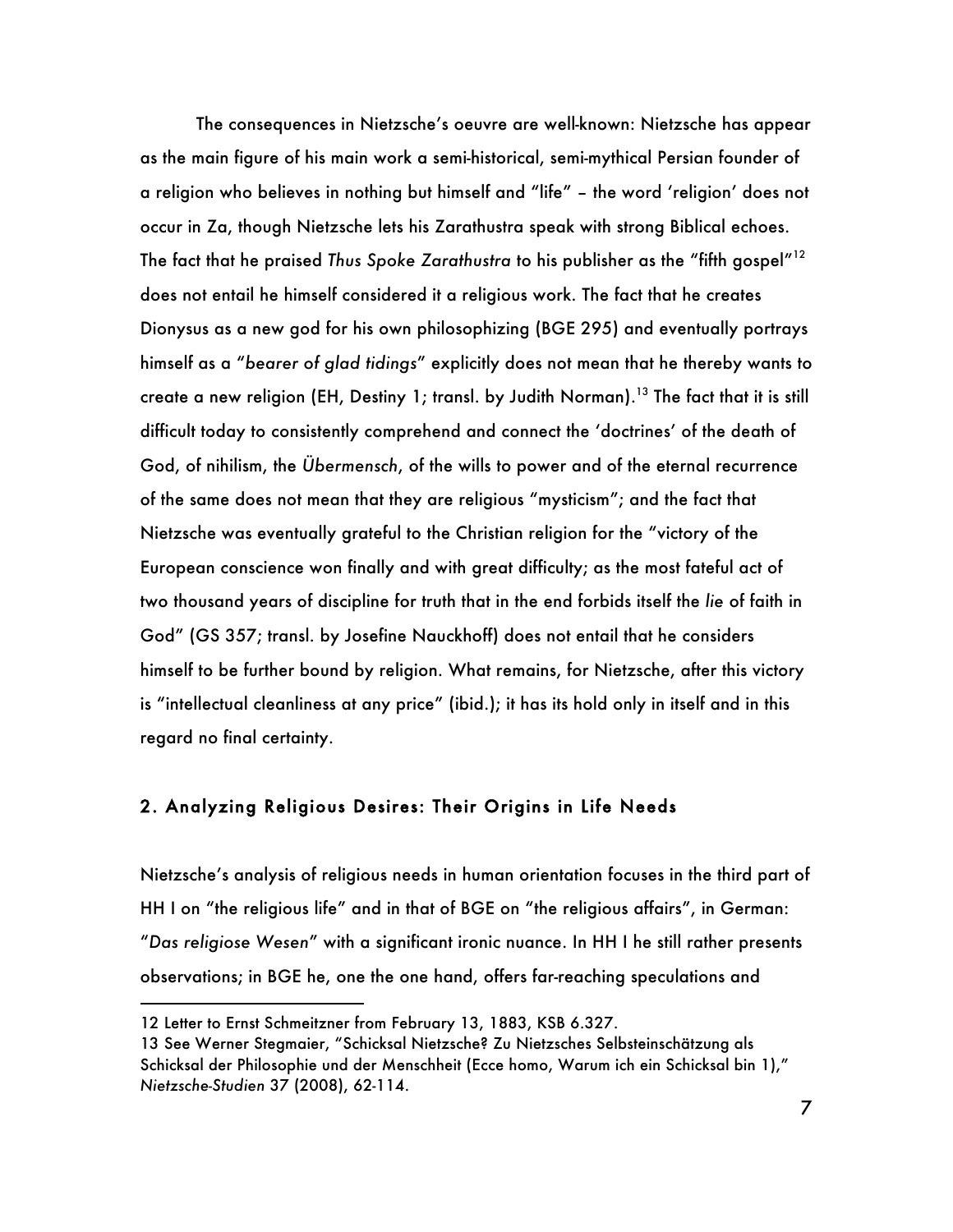The consequences in Nietzsche's oeuvre are well-known: Nietzsche has appear as the main figure of his main work a semi-historical, semi-mythical Persian founder of a religion who believes in nothing but himself and "life" – the word 'religion' does not occur in Za, though Nietzsche lets his Zarathustra speak with strong Biblical echoes. The fact that he praised *Thus Spoke Zarathustra* to his publisher as the "fifth gospel"[12] does not entail he himself considered it a religious work. The fact that he creates Dionysus as a new god for his own philosophizing (BGE 295) and eventually portrays himself as a "*bearer of glad tidings*" explicitly does not mean that he thereby wants to create a new religion (EH, Destiny 1; transl. by Judith Norman).[13] The fact that it is still difficult today to consistently comprehend and connect the 'doctrines' of the death of God, of nihilism, the *Übermensch*, of the wills to power and of the eternal recurrence of the same does not mean that they are religious "mysticism"; and the fact that Nietzsche was eventually grateful to the Christian religion for the "victory of the European conscience won finally and with great difficulty; as the most fateful act of two thousand years of discipline for truth that in the end forbids itself the *lie* of faith in God" (GS 357; transl. by Josefine Nauckhoff) does not entail that he considers himself to be further bound by religion. What remains, for Nietzsche, after this victory is "intellectual cleanliness at any price" (ibid.); it has its hold only in itself and in this regard no final certainty.

## 2. Analyzing Religious Desires: Their Origins in Life Needs

Nietzsche's analysis of religious needs in human orientation focuses in the third part of HH I on "the religious life" and in that of BGE on "the religious affairs", in German: "*Das religiose Wesen*" with a significant ironic nuance. In HH I he still rather presents observations; in BGE he, one the one hand, offers far-reaching speculations and

---

12 Letter to Ernst Schmeitzner from February 13, 1883, KSB 6.327.

13 See Werner Stegmaier, "Schicksal Nietzsche? Zu Nietzsches Selbsteinschätzung als Schicksal der Philosophie und der Menschheit (Ecce homo, Warum ich ein Schicksal bin 1)," *Nietzsche-Studien* 37 (2008), 62-114.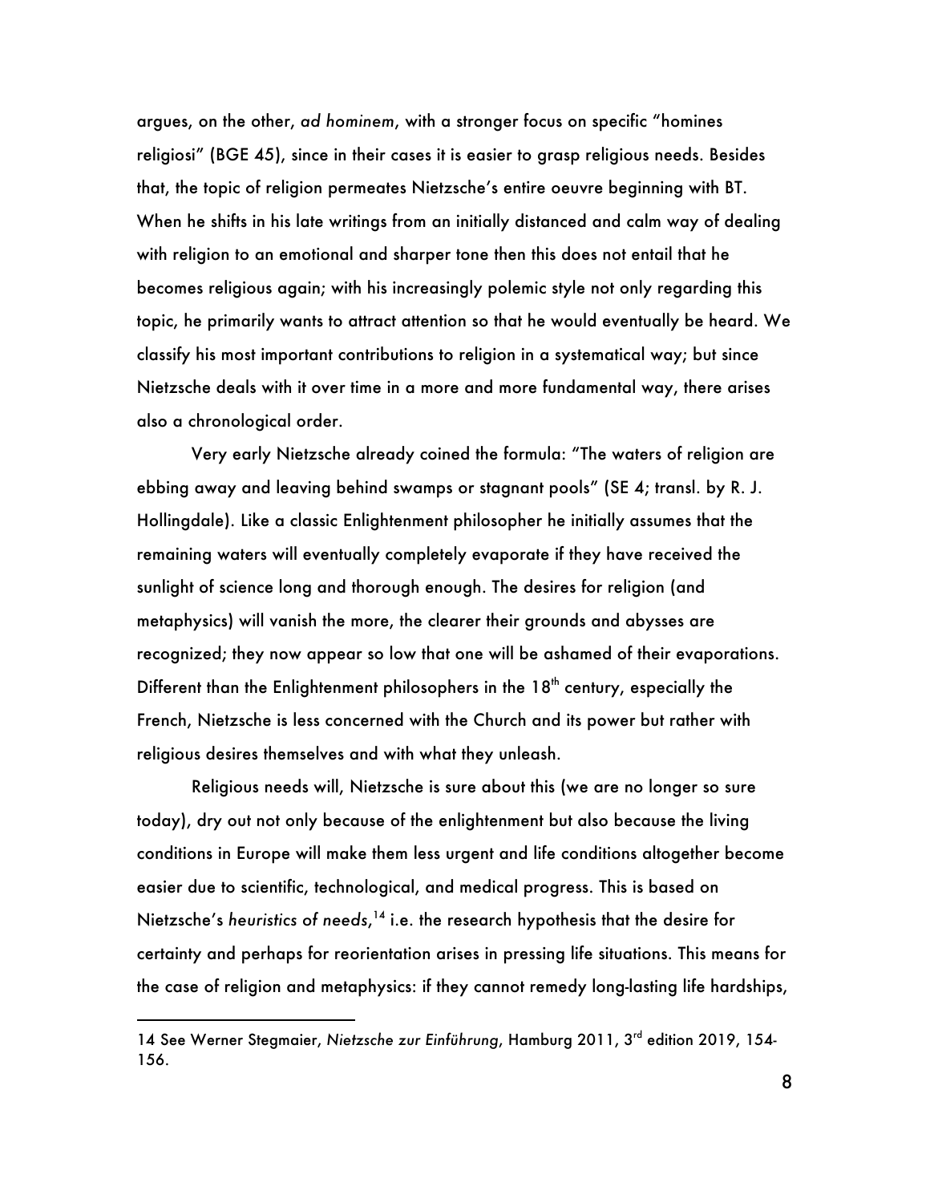argues, on the other, *ad hominem*, with a stronger focus on specific "homines religiosi" (BGE 45), since in their cases it is easier to grasp religious needs. Besides that, the topic of religion permeates Nietzsche's entire oeuvre beginning with BT. When he shifts in his late writings from an initially distanced and calm way of dealing with religion to an emotional and sharper tone then this does not entail that he becomes religious again; with his increasingly polemic style not only regarding this topic, he primarily wants to attract attention so that he would eventually be heard. We classify his most important contributions to religion in a systematical way; but since Nietzsche deals with it over time in a more and more fundamental way, there arises also a chronological order.

Very early Nietzsche already coined the formula: "The waters of religion are ebbing away and leaving behind swamps or stagnant pools" (SE 4; transl. by R. J. Hollingdale). Like a classic Enlightenment philosopher he initially assumes that the remaining waters will eventually completely evaporate if they have received the sunlight of science long and thorough enough. The desires for religion (and metaphysics) will vanish the more, the clearer their grounds and abysses are recognized; they now appear so low that one will be ashamed of their evaporations. Different than the Enlightenment philosophers in the 18th century, especially the French, Nietzsche is less concerned with the Church and its power but rather with religious desires themselves and with what they unleash.

Religious needs will, Nietzsche is sure about this (we are no longer so sure today), dry out not only because of the enlightenment but also because the living conditions in Europe will make them less urgent and life conditions altogether become easier due to scientific, technological, and medical progress. This is based on Nietzsche's *heuristics of needs*,[14] i.e. the research hypothesis that the desire for certainty and perhaps for reorientation arises in pressing life situations. This means for the case of religion and metaphysics: if they cannot remedy long-lasting life hardships,

---

14 See Werner Stegmaier, *Nietzsche zur Einführung*, Hamburg 2011, 3rd edition 2019, 154-156.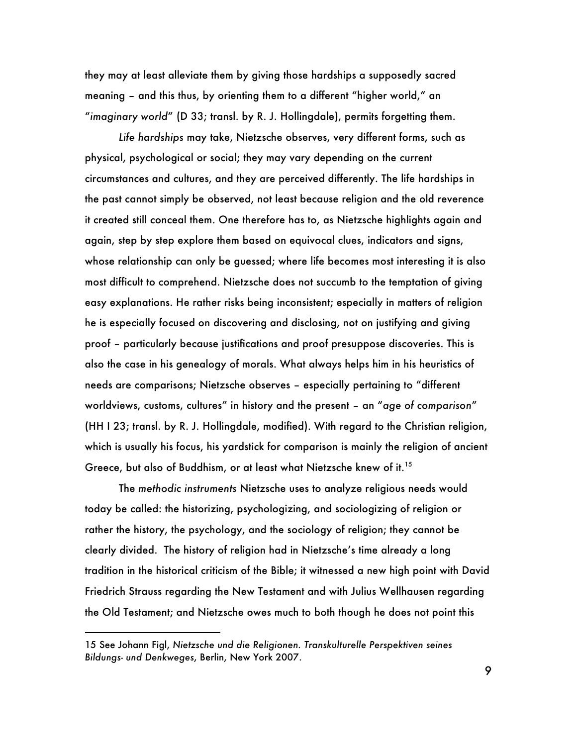they may at least alleviate them by giving those hardships a supposedly sacred meaning – and this thus, by orienting them to a different "higher world," an "*imaginary world*" (D 33; transl. by R. J. Hollingdale), permits forgetting them.

*Life hardships* may take, Nietzsche observes, very different forms, such as physical, psychological or social; they may vary depending on the current circumstances and cultures, and they are perceived differently. The life hardships in the past cannot simply be observed, not least because religion and the old reverence it created still conceal them. One therefore has to, as Nietzsche highlights again and again, step by step explore them based on equivocal clues, indicators and signs, whose relationship can only be guessed; where life becomes most interesting it is also most difficult to comprehend. Nietzsche does not succumb to the temptation of giving easy explanations. He rather risks being inconsistent; especially in matters of religion he is especially focused on discovering and disclosing, not on justifying and giving proof – particularly because justifications and proof presuppose discoveries. This is also the case in his genealogy of morals. What always helps him in his heuristics of needs are comparisons; Nietzsche observes – especially pertaining to "different worldviews, customs, cultures" in history and the present – an "*age of comparison*" (HH I 23; transl. by R. J. Hollingdale, modified). With regard to the Christian religion, which is usually his focus, his yardstick for comparison is mainly the religion of ancient Greece, but also of Buddhism, or at least what Nietzsche knew of it.[15]

The *methodic instruments* Nietzsche uses to analyze religious needs would today be called: the historizing, psychologizing, and sociologizing of religion or rather the history, the psychology, and the sociology of religion; they cannot be clearly divided. The history of religion had in Nietzsche's time already a long tradition in the historical criticism of the Bible; it witnessed a new high point with David Friedrich Strauss regarding the New Testament and with Julius Wellhausen regarding the Old Testament; and Nietzsche owes much to both though he does not point this

---

15 See Johann Figl, *Nietzsche und die Religionen. Transkulturelle Perspektiven seines Bildungs- und Denkweges*, Berlin, New York 2007.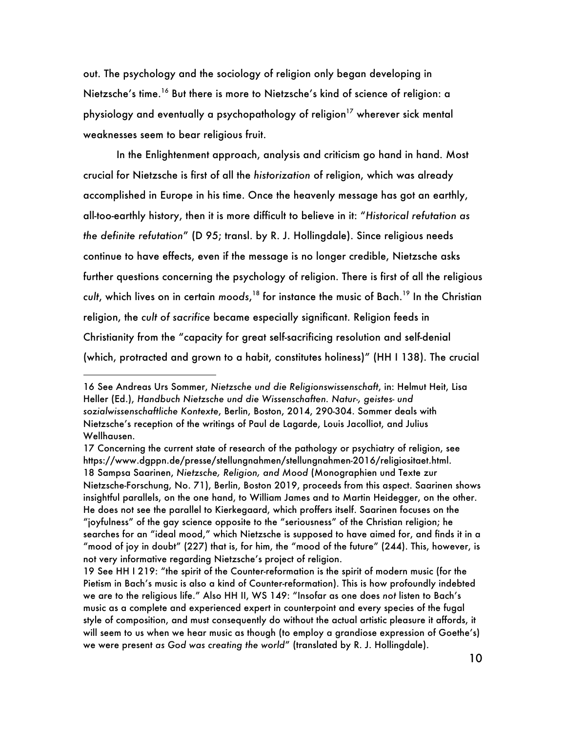out. The psychology and the sociology of religion only began developing in Nietzsche's time.[16] But there is more to Nietzsche's kind of science of religion: a physiology and eventually a psychopathology of religion[17] wherever sick mental weaknesses seem to bear religious fruit.

In the Enlightenment approach, analysis and criticism go hand in hand. Most crucial for Nietzsche is first of all the *historization* of religion, which was already accomplished in Europe in his time. Once the heavenly message has got an earthly, all-too-earthly history, then it is more difficult to believe in it: "*Historical refutation as the definite refutation*" (D 95; transl. by R. J. Hollingdale). Since religious needs continue to have effects, even if the message is no longer credible, Nietzsche asks further questions concerning the psychology of religion. There is first of all the religious *cult*, which lives on in certain *moods*,[18] for instance the music of Bach.[19] In the Christian religion, the *cult of sacrifice* became especially significant. Religion feeds in Christianity from the "capacity for great self-sacrificing resolution and self-denial (which, protracted and grown to a habit, constitutes holiness)" (HH I 138). The crucial

---

16 See Andreas Urs Sommer, *Nietzsche und die Religionswissenschaft*, in: Helmut Heit, Lisa Heller (Ed.), *Handbuch Nietzsche und die Wissenschaften. Natur-, geistes- und sozialwissenschaftliche Kontexte*, Berlin, Boston, 2014, 290-304. Sommer deals with Nietzsche's reception of the writings of Paul de Lagarde, Louis Jacolliot, and Julius Wellhausen.

17 Concerning the current state of research of the pathology or psychiatry of religion, see https://www.dgppn.de/presse/stellungnahmen/stellungnahmen-2016/religiositaet.html.

18 Sampsa Saarinen, *Nietzsche, Religion, and Mood* (Monographien und Texte zur Nietzsche-Forschung, No. 71), Berlin, Boston 2019, proceeds from this aspect. Saarinen shows insightful parallels, on the one hand, to William James and to Martin Heidegger, on the other. He does not see the parallel to Kierkegaard, which proffers itself. Saarinen focuses on the "joyfulness" of the gay science opposite to the "seriousness" of the Christian religion; he searches for an "ideal mood," which Nietzsche is supposed to have aimed for, and finds it in a "mood of joy in doubt" (227) that is, for him, the "mood of the future" (244). This, however, is not very informative regarding Nietzsche's project of religion.

19 See HH I 219: "the spirit of the Counter-reformation is the spirit of modern music (for the Pietism in Bach's music is also a kind of Counter-reformation). This is how profoundly indebted we are to the religious life." Also HH II, WS 149: "Insofar as one does *not* listen to Bach's music as a complete and experienced expert in counterpoint and every species of the fugal style of composition, and must consequently do without the actual artistic pleasure it affords, it will seem to us when we hear music as though (to employ a grandiose expression of Goethe's) we were present *as God was creating the world*" (translated by R. J. Hollingdale).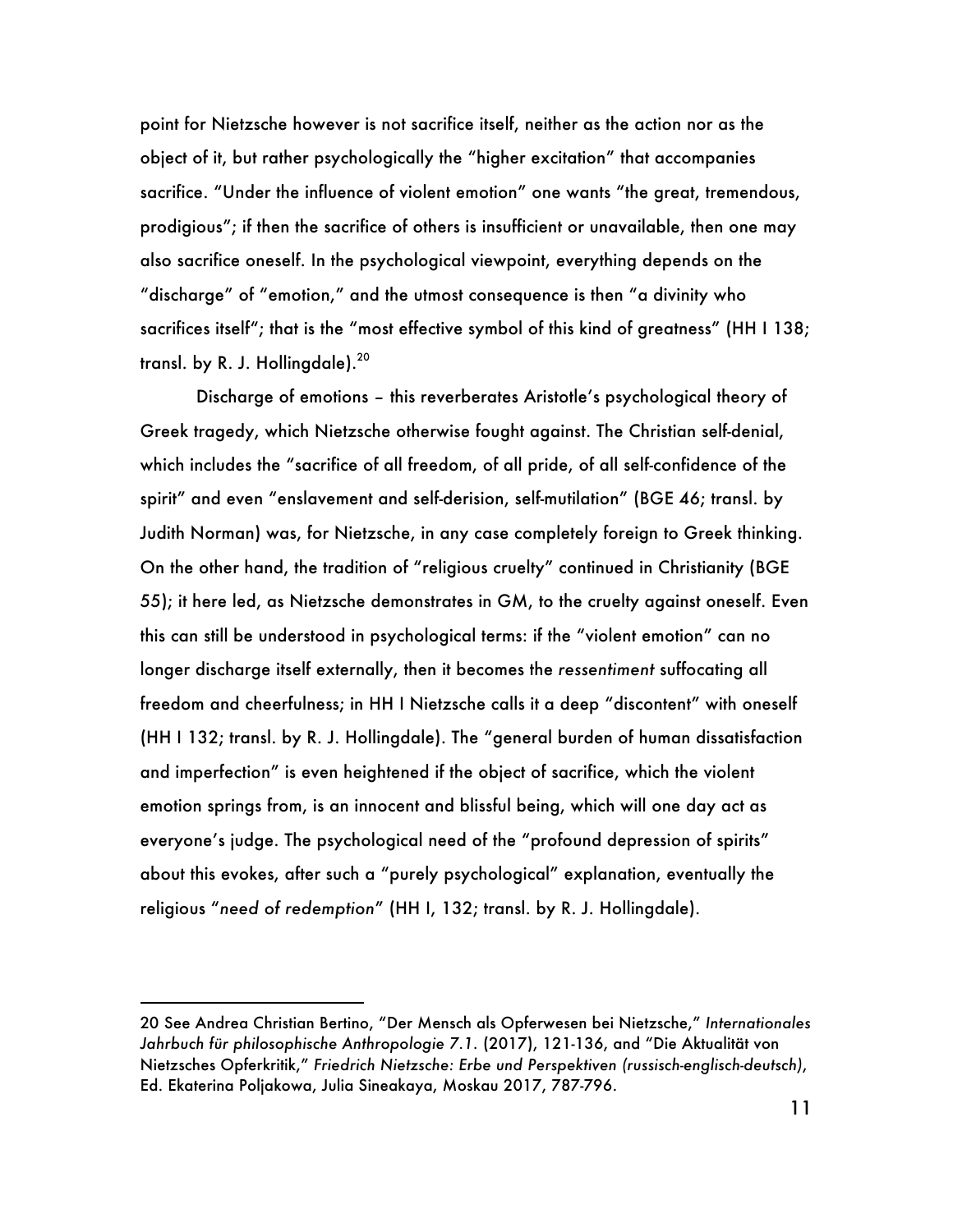point for Nietzsche however is not sacrifice itself, neither as the action nor as the object of it, but rather psychologically the "higher excitation" that accompanies sacrifice. "Under the influence of violent emotion" one wants "the great, tremendous, prodigious"; if then the sacrifice of others is insufficient or unavailable, then one may also sacrifice oneself. In the psychological viewpoint, everything depends on the "discharge" of "emotion," and the utmost consequence is then "a divinity who sacrifices itself"; that is the "most effective symbol of this kind of greatness" (HH I 138; transl. by R. J. Hollingdale).[20]

Discharge of emotions – this reverberates Aristotle's psychological theory of Greek tragedy, which Nietzsche otherwise fought against. The Christian self-denial, which includes the "sacrifice of all freedom, of all pride, of all self-confidence of the spirit" and even "enslavement and self-derision, self-mutilation" (BGE 46; transl. by Judith Norman) was, for Nietzsche, in any case completely foreign to Greek thinking. On the other hand, the tradition of "religious cruelty" continued in Christianity (BGE 55); it here led, as Nietzsche demonstrates in GM, to the cruelty against oneself. Even this can still be understood in psychological terms: if the "violent emotion" can no longer discharge itself externally, then it becomes the *ressentiment* suffocating all freedom and cheerfulness; in HH I Nietzsche calls it a deep "discontent" with oneself (HH I 132; transl. by R. J. Hollingdale). The "general burden of human dissatisfaction and imperfection" is even heightened if the object of sacrifice, which the violent emotion springs from, is an innocent and blissful being, which will one day act as everyone's judge. The psychological need of the "profound depression of spirits" about this evokes, after such a "purely psychological" explanation, eventually the religious "*need of redemption*" (HH I, 132; transl. by R. J. Hollingdale).

---

20 See Andrea Christian Bertino, "Der Mensch als Opferwesen bei Nietzsche," *Internationales Jahrbuch für philosophische Anthropologie 7.1.* (2017), 121-136, and "Die Aktualität von Nietzsches Opferkritik," *Friedrich Nietzsche: Erbe und Perspektiven (russisch-englisch-deutsch)*, Ed. Ekaterina Poljakowa, Julia Sineakaya, Moskau 2017, 787-796.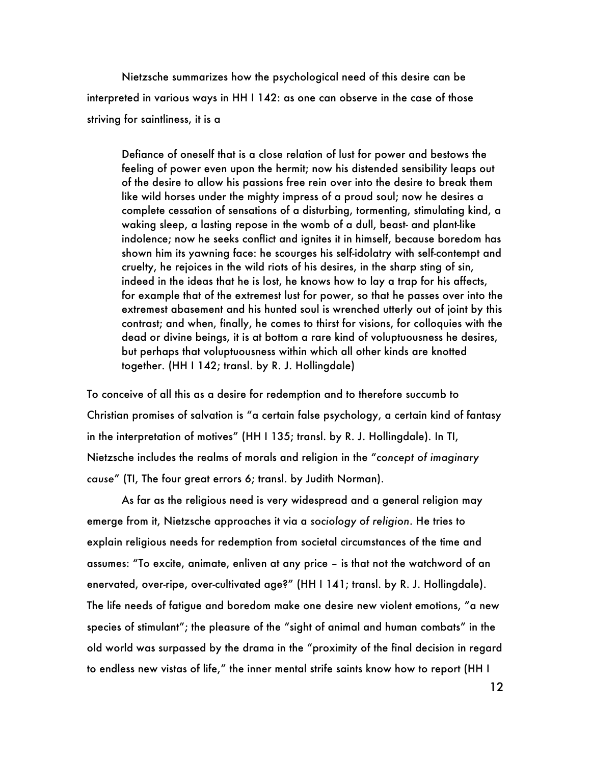Nietzsche summarizes how the psychological need of this desire can be interpreted in various ways in HH I 142: as one can observe in the case of those striving for saintliness, it is a

> Defiance of oneself that is a close relation of lust for power and bestows the feeling of power even upon the hermit; now his distended sensibility leaps out of the desire to allow his passions free rein over into the desire to break them like wild horses under the mighty impress of a proud soul; now he desires a complete cessation of sensations of a disturbing, tormenting, stimulating kind, a waking sleep, a lasting repose in the womb of a dull, beast- and plant-like indolence; now he seeks conflict and ignites it in himself, because boredom has shown him its yawning face: he scourges his self-idolatry with self-contempt and cruelty, he rejoices in the wild riots of his desires, in the sharp sting of sin, indeed in the ideas that he is lost, he knows how to lay a trap for his affects, for example that of the extremest lust for power, so that he passes over into the extremest abasement and his hunted soul is wrenched utterly out of joint by this contrast; and when, finally, he comes to thirst for visions, for colloquies with the dead or divine beings, it is at bottom a rare kind of voluptuousness he desires, but perhaps that voluptuousness within which all other kinds are knotted together. (HH I 142; transl. by R. J. Hollingdale)

To conceive of all this as a desire for redemption and to therefore succumb to Christian promises of salvation is "a certain false psychology, a certain kind of fantasy in the interpretation of motives" (HH I 135; transl. by R. J. Hollingdale). In TI, Nietzsche includes the realms of morals and religion in the "*concept of imaginary cause*" (TI, The four great errors 6; transl. by Judith Norman).

As far as the religious need is very widespread and a general religion may emerge from it, Nietzsche approaches it via a *sociology of religion*. He tries to explain religious needs for redemption from societal circumstances of the time and assumes: "To excite, animate, enliven at any price – is that not the watchword of an enervated, over-ripe, over-cultivated age?" (HH I 141; transl. by R. J. Hollingdale). The life needs of fatigue and boredom make one desire new violent emotions, "a new species of stimulant"; the pleasure of the "sight of animal and human combats" in the old world was surpassed by the drama in the "proximity of the final decision in regard to endless new vistas of life," the inner mental strife saints know how to report (HH I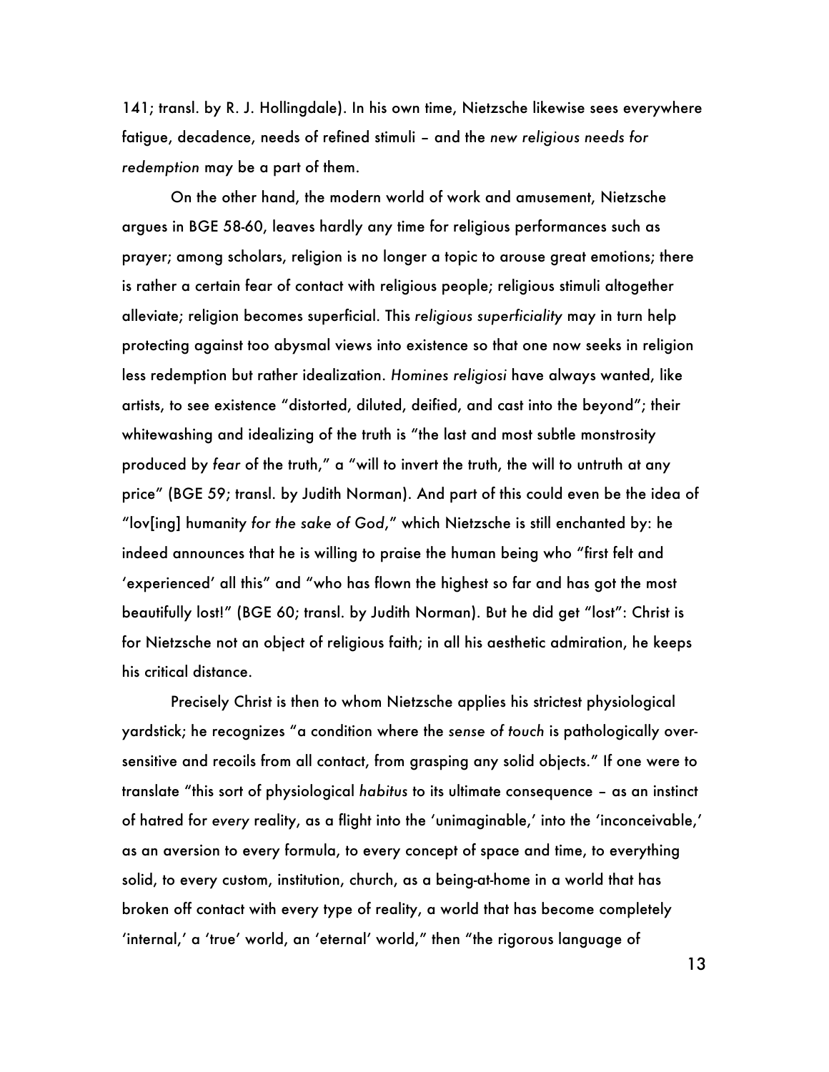141; transl. by R. J. Hollingdale). In his own time, Nietzsche likewise sees everywhere fatigue, decadence, needs of refined stimuli – and the *new religious needs for redemption* may be a part of them.

On the other hand, the modern world of work and amusement, Nietzsche argues in BGE 58-60, leaves hardly any time for religious performances such as prayer; among scholars, religion is no longer a topic to arouse great emotions; there is rather a certain fear of contact with religious people; religious stimuli altogether alleviate; religion becomes superficial. This *religious superficiality* may in turn help protecting against too abysmal views into existence so that one now seeks in religion less redemption but rather idealization. *Homines religiosi* have always wanted, like artists, to see existence "distorted, diluted, deified, and cast into the beyond"; their whitewashing and idealizing of the truth is "the last and most subtle monstrosity produced by *fear* of the truth," a "will to invert the truth, the will to untruth at any price" (BGE 59; transl. by Judith Norman). And part of this could even be the idea of "lov[ing] humanity *for the sake of God*," which Nietzsche is still enchanted by: he indeed announces that he is willing to praise the human being who "first felt and 'experienced' all this" and "who has flown the highest so far and has got the most beautifully lost!" (BGE 60; transl. by Judith Norman). But he did get "lost": Christ is for Nietzsche not an object of religious faith; in all his aesthetic admiration, he keeps his critical distance.

Precisely Christ is then to whom Nietzsche applies his strictest physiological yardstick; he recognizes "a condition where the *sense of touch* is pathologically over-sensitive and recoils from all contact, from grasping any solid objects." If one were to translate "this sort of physiological *habitus* to its ultimate consequence – as an instinct of hatred for *every* reality, as a flight into the 'unimaginable,' into the 'inconceivable,' as an aversion to every formula, to every concept of space and time, to everything solid, to every custom, institution, church, as a being-at-home in a world that has broken off contact with every type of reality, a world that has become completely 'internal,' a 'true' world, an 'eternal' world," then "the rigorous language of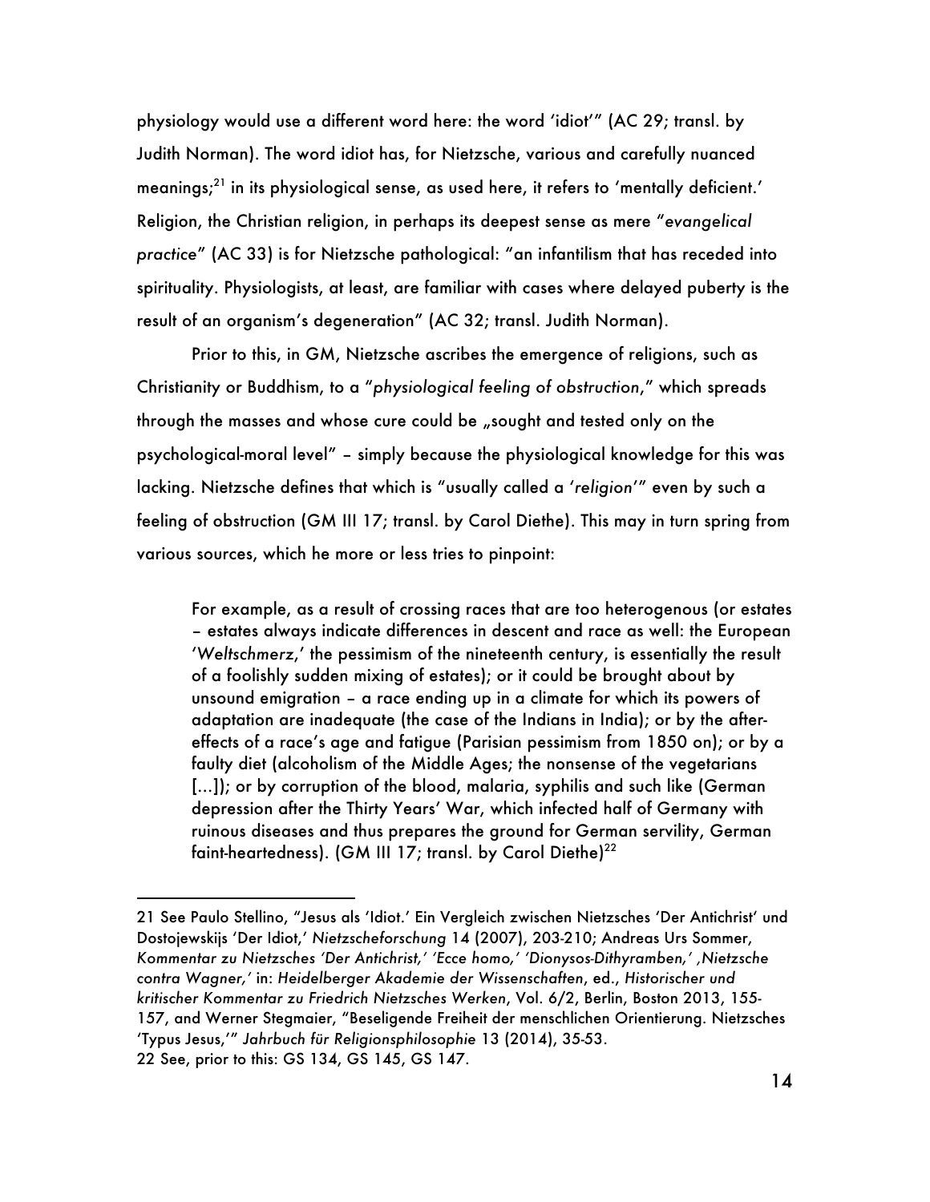physiology would use a different word here: the word 'idiot'" (AC 29; transl. by Judith Norman). The word idiot has, for Nietzsche, various and carefully nuanced meanings;[21] in its physiological sense, as used here, it refers to 'mentally deficient.' Religion, the Christian religion, in perhaps its deepest sense as mere "*evangelical practice*" (AC 33) is for Nietzsche pathological: "an infantilism that has receded into spirituality. Physiologists, at least, are familiar with cases where delayed puberty is the result of an organism's degeneration" (AC 32; transl. Judith Norman).

Prior to this, in GM, Nietzsche ascribes the emergence of religions, such as Christianity or Buddhism, to a "*physiological feeling of obstruction*," which spreads through the masses and whose cure could be „sought and tested only on the psychological-moral level" – simply because the physiological knowledge for this was lacking. Nietzsche defines that which is "usually called a '*religion*'" even by such a feeling of obstruction (GM III 17; transl. by Carol Diethe). This may in turn spring from various sources, which he more or less tries to pinpoint:

> For example, as a result of crossing races that are too heterogenous (or estates – estates always indicate differences in descent and race as well: the European '*Weltschmerz*,' the pessimism of the nineteenth century, is essentially the result of a foolishly sudden mixing of estates); or it could be brought about by unsound emigration – a race ending up in a climate for which its powers of adaptation are inadequate (the case of the Indians in India); or by the after-effects of a race's age and fatigue (Parisian pessimism from 1850 on); or by a faulty diet (alcoholism of the Middle Ages; the nonsense of the vegetarians [...]); or by corruption of the blood, malaria, syphilis and such like (German depression after the Thirty Years' War, which infected half of Germany with ruinous diseases and thus prepares the ground for German servility, German faint-heartedness). (GM III 17; transl. by Carol Diethe)[22]

---

21 See Paulo Stellino, "Jesus als 'Idiot.' Ein Vergleich zwischen Nietzsches 'Der Antichrist' und Dostojewskijs 'Der Idiot,' *Nietzscheforschung* 14 (2007), 203-210; Andreas Urs Sommer, *Kommentar zu Nietzsches 'Der Antichrist,' 'Ecce homo,' 'Dionysos-Dithyramben,' ,Nietzsche contra Wagner,'* in: *Heidelberger Akademie der Wissenschaften*, ed., *Historischer und kritischer Kommentar zu Friedrich Nietzsches Werken*, Vol. 6/2, Berlin, Boston 2013, 155-157, and Werner Stegmaier, "Beseligende Freiheit der menschlichen Orientierung. Nietzsches 'Typus Jesus,'" *Jahrbuch für Religionsphilosophie* 13 (2014), 35-53.

22 See, prior to this: GS 134, GS 145, GS 147.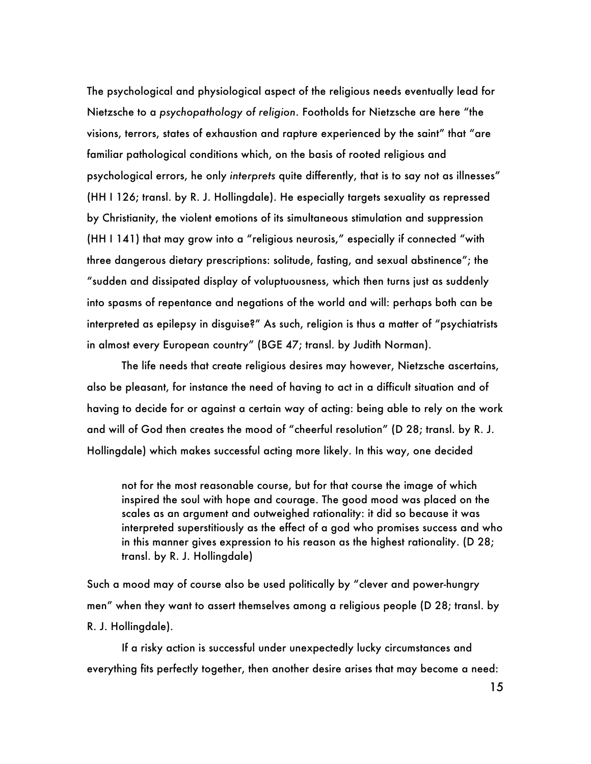The psychological and physiological aspect of the religious needs eventually lead for Nietzsche to a *psychopathology of religion*. Footholds for Nietzsche are here "the visions, terrors, states of exhaustion and rapture experienced by the saint" that "are familiar pathological conditions which, on the basis of rooted religious and psychological errors, he only *interprets* quite differently, that is to say not as illnesses" (HH I 126; transl. by R. J. Hollingdale). He especially targets sexuality as repressed by Christianity, the violent emotions of its simultaneous stimulation and suppression (HH I 141) that may grow into a "religious neurosis," especially if connected "with three dangerous dietary prescriptions: solitude, fasting, and sexual abstinence"; the "sudden and dissipated display of voluptuousness, which then turns just as suddenly into spasms of repentance and negations of the world and will: perhaps both can be interpreted as epilepsy in disguise?" As such, religion is thus a matter of "psychiatrists in almost every European country" (BGE 47; transl. by Judith Norman).

The life needs that create religious desires may however, Nietzsche ascertains, also be pleasant, for instance the need of having to act in a difficult situation and of having to decide for or against a certain way of acting: being able to rely on the work and will of God then creates the mood of "cheerful resolution" (D 28; transl. by R. J. Hollingdale) which makes successful acting more likely. In this way, one decided

> not for the most reasonable course, but for that course the image of which inspired the soul with hope and courage. The good mood was placed on the scales as an argument and outweighed rationality: it did so because it was interpreted superstitiously as the effect of a god who promises success and who in this manner gives expression to his reason as the highest rationality. (D 28; transl. by R. J. Hollingdale)

Such a mood may of course also be used politically by "clever and power-hungry men" when they want to assert themselves among a religious people (D 28; transl. by R. J. Hollingdale).

If a risky action is successful under unexpectedly lucky circumstances and everything fits perfectly together, then another desire arises that may become a need: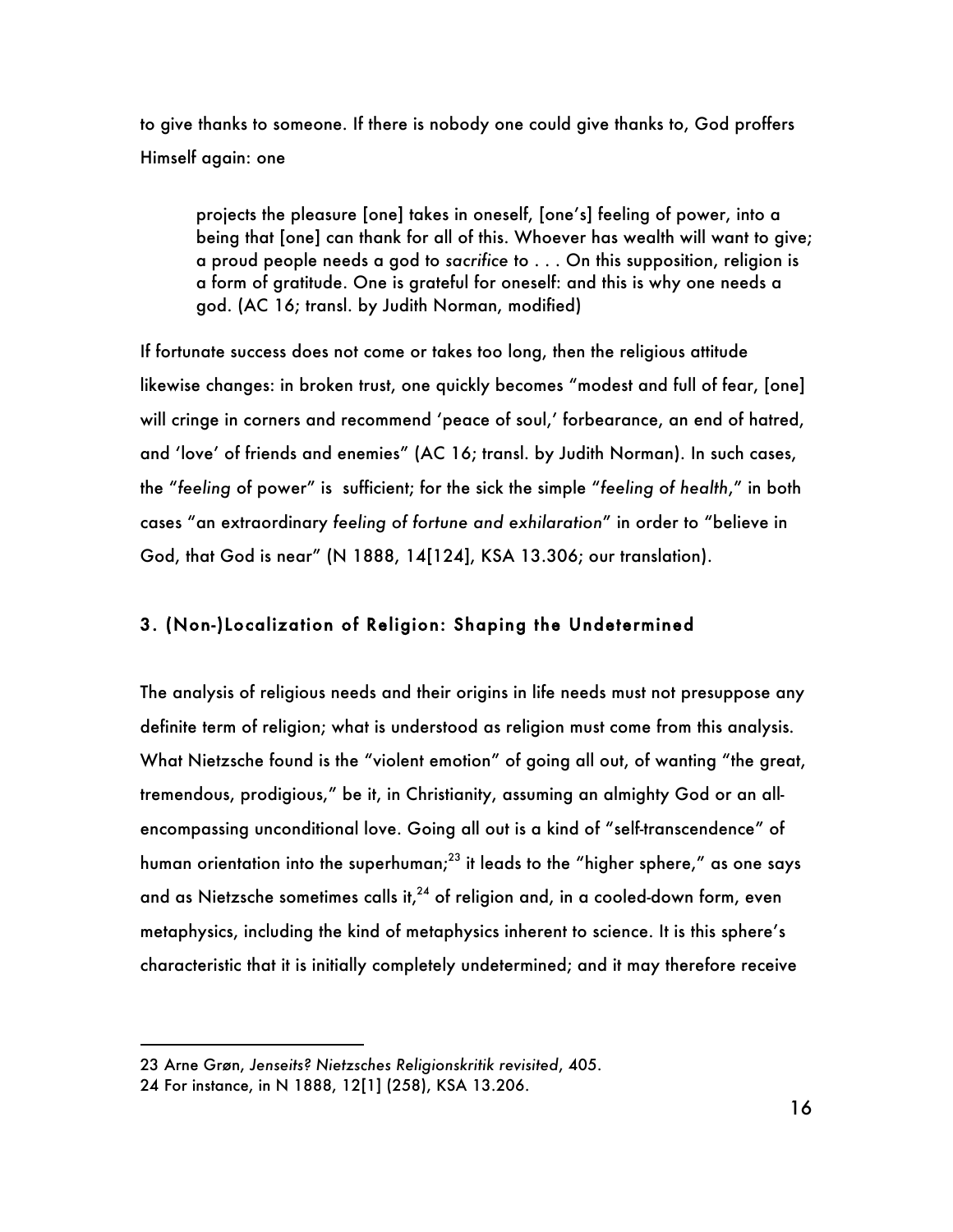to give thanks to someone. If there is nobody one could give thanks to, God proffers Himself again: one

> projects the pleasure [one] takes in oneself, [one's] feeling of power, into a being that [one] can thank for all of this. Whoever has wealth will want to give; a proud people needs a god to *sacrifice* to . . . On this supposition, religion is a form of gratitude. One is grateful for oneself: and this is why one needs a god. (AC 16; transl. by Judith Norman, modified)

If fortunate success does not come or takes too long, then the religious attitude likewise changes: in broken trust, one quickly becomes "modest and full of fear, [one] will cringe in corners and recommend 'peace of soul,' forbearance, an end of hatred, and 'love' of friends and enemies" (AC 16; transl. by Judith Norman). In such cases, the "*feeling* of power" is sufficient; for the sick the simple "*feeling of health*," in both cases "an extraordinary *feeling of fortune and exhilaration*" in order to "believe in God, that God is near" (N 1888, 14[124], KSA 13.306; our translation).

## 3. (Non-)Localization of Religion: Shaping the Undetermined

The analysis of religious needs and their origins in life needs must not presuppose any definite term of religion; what is understood as religion must come from this analysis. What Nietzsche found is the "violent emotion" of going all out, of wanting "the great, tremendous, prodigious," be it, in Christianity, assuming an almighty God or an all-encompassing unconditional love. Going all out is a kind of "self-transcendence" of human orientation into the superhuman;[23] it leads to the "higher sphere," as one says and as Nietzsche sometimes calls it,[24] of religion and, in a cooled-down form, even metaphysics, including the kind of metaphysics inherent to science. It is this sphere's characteristic that it is initially completely undetermined; and it may therefore receive

---

23 Arne Grøn, *Jenseits? Nietzsches Religionskritik revisited*, 405.

24 For instance, in N 1888, 12[1] (258), KSA 13.206.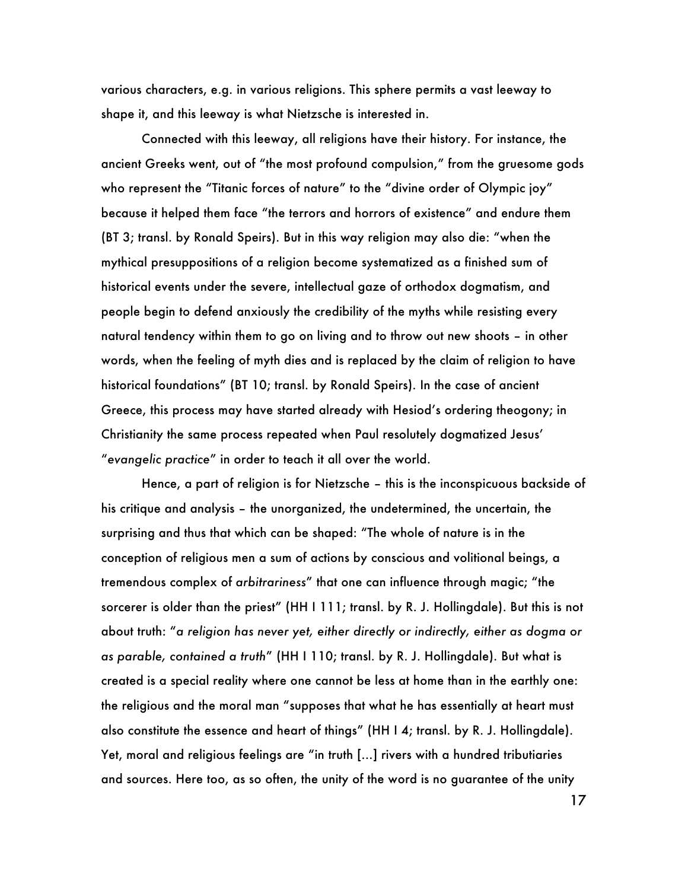various characters, e.g. in various religions. This sphere permits a vast leeway to shape it, and this leeway is what Nietzsche is interested in.

Connected with this leeway, all religions have their history. For instance, the ancient Greeks went, out of "the most profound compulsion," from the gruesome gods who represent the "Titanic forces of nature" to the "divine order of Olympic joy" because it helped them face "the terrors and horrors of existence" and endure them (BT 3; transl. by Ronald Speirs). But in this way religion may also die: "when the mythical presuppositions of a religion become systematized as a finished sum of historical events under the severe, intellectual gaze of orthodox dogmatism, and people begin to defend anxiously the credibility of the myths while resisting every natural tendency within them to go on living and to throw out new shoots – in other words, when the feeling of myth dies and is replaced by the claim of religion to have historical foundations" (BT 10; transl. by Ronald Speirs). In the case of ancient Greece, this process may have started already with Hesiod's ordering theogony; in Christianity the same process repeated when Paul resolutely dogmatized Jesus' "*evangelic practice*" in order to teach it all over the world.

Hence, a part of religion is for Nietzsche – this is the inconspicuous backside of his critique and analysis – the unorganized, the undetermined, the uncertain, the surprising and thus that which can be shaped: "The whole of nature is in the conception of religious men a sum of actions by conscious and volitional beings, a tremendous complex of *arbitrariness*" that one can influence through magic; "the sorcerer is older than the priest" (HH I 111; transl. by R. J. Hollingdale). But this is not about truth: "*a religion has never yet, either directly or indirectly, either as dogma or as parable, contained a truth*" (HH I 110; transl. by R. J. Hollingdale). But what is created is a special reality where one cannot be less at home than in the earthly one: the religious and the moral man "supposes that what he has essentially at heart must also constitute the essence and heart of things" (HH I 4; transl. by R. J. Hollingdale). Yet, moral and religious feelings are "in truth [...] rivers with a hundred tributiaries and sources. Here too, as so often, the unity of the word is no guarantee of the unity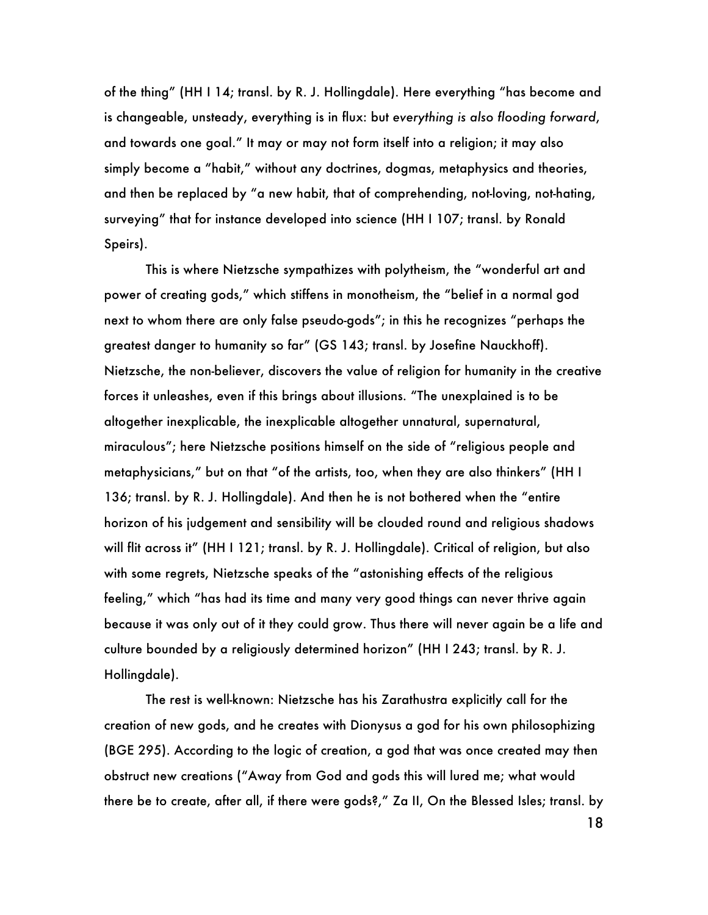of the thing" (HH I 14; transl. by R. J. Hollingdale). Here everything "has become and is changeable, unsteady, everything is in flux: but *everything is also flooding forward*, and towards one goal." It may or may not form itself into a religion; it may also simply become a "habit," without any doctrines, dogmas, metaphysics and theories, and then be replaced by "a new habit, that of comprehending, not-loving, not-hating, surveying" that for instance developed into science (HH I 107; transl. by Ronald Speirs).

This is where Nietzsche sympathizes with polytheism, the "wonderful art and power of creating gods," which stiffens in monotheism, the "belief in a normal god next to whom there are only false pseudo-gods"; in this he recognizes "perhaps the greatest danger to humanity so far" (GS 143; transl. by Josefine Nauckhoff). Nietzsche, the non-believer, discovers the value of religion for humanity in the creative forces it unleashes, even if this brings about illusions. "The unexplained is to be altogether inexplicable, the inexplicable altogether unnatural, supernatural, miraculous"; here Nietzsche positions himself on the side of "religious people and metaphysicians," but on that "of the artists, too, when they are also thinkers" (HH I 136; transl. by R. J. Hollingdale). And then he is not bothered when the "entire horizon of his judgement and sensibility will be clouded round and religious shadows will flit across it" (HH I 121; transl. by R. J. Hollingdale). Critical of religion, but also with some regrets, Nietzsche speaks of the "astonishing effects of the religious feeling," which "has had its time and many very good things can never thrive again because it was only out of it they could grow. Thus there will never again be a life and culture bounded by a religiously determined horizon" (HH I 243; transl. by R. J. Hollingdale).

The rest is well-known: Nietzsche has his Zarathustra explicitly call for the creation of new gods, and he creates with Dionysus a god for his own philosophizing (BGE 295). According to the logic of creation, a god that was once created may then obstruct new creations ("Away from God and gods this will lured me; what would there be to create, after all, if there were gods?," Za II, On the Blessed Isles; transl. by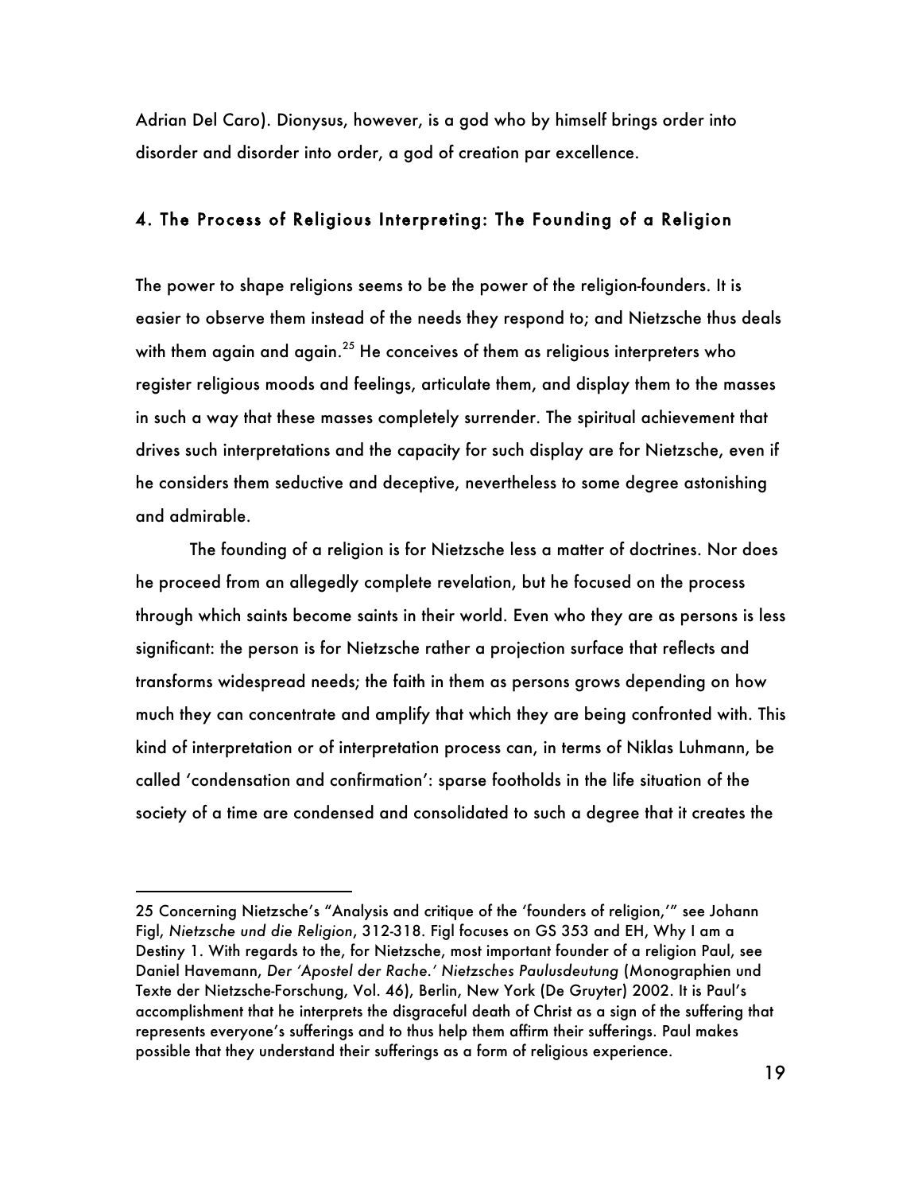Adrian Del Caro). Dionysus, however, is a god who by himself brings order into disorder and disorder into order, a god of creation par excellence.

## 4. The Process of Religious Interpreting: The Founding of a Religion

The power to shape religions seems to be the power of the religion-founders. It is easier to observe them instead of the needs they respond to; and Nietzsche thus deals with them again and again.[25] He conceives of them as religious interpreters who register religious moods and feelings, articulate them, and display them to the masses in such a way that these masses completely surrender. The spiritual achievement that drives such interpretations and the capacity for such display are for Nietzsche, even if he considers them seductive and deceptive, nevertheless to some degree astonishing and admirable.

The founding of a religion is for Nietzsche less a matter of doctrines. Nor does he proceed from an allegedly complete revelation, but he focused on the process through which saints become saints in their world. Even who they are as persons is less significant: the person is for Nietzsche rather a projection surface that reflects and transforms widespread needs; the faith in them as persons grows depending on how much they can concentrate and amplify that which they are being confronted with. This kind of interpretation or of interpretation process can, in terms of Niklas Luhmann, be called 'condensation and confirmation': sparse footholds in the life situation of the society of a time are condensed and consolidated to such a degree that it creates the

---

25 Concerning Nietzsche's "Analysis and critique of the 'founders of religion,'" see Johann Figl, *Nietzsche und die Religion*, 312-318. Figl focuses on GS 353 and EH, Why I am a Destiny 1. With regards to the, for Nietzsche, most important founder of a religion Paul, see Daniel Havemann, *Der 'Apostel der Rache.' Nietzsches Paulusdeutung* (Monographien und Texte der Nietzsche-Forschung, Vol. 46), Berlin, New York (De Gruyter) 2002. It is Paul's accomplishment that he interprets the disgraceful death of Christ as a sign of the suffering that represents everyone's sufferings and to thus help them affirm their sufferings. Paul makes possible that they understand their sufferings as a form of religious experience.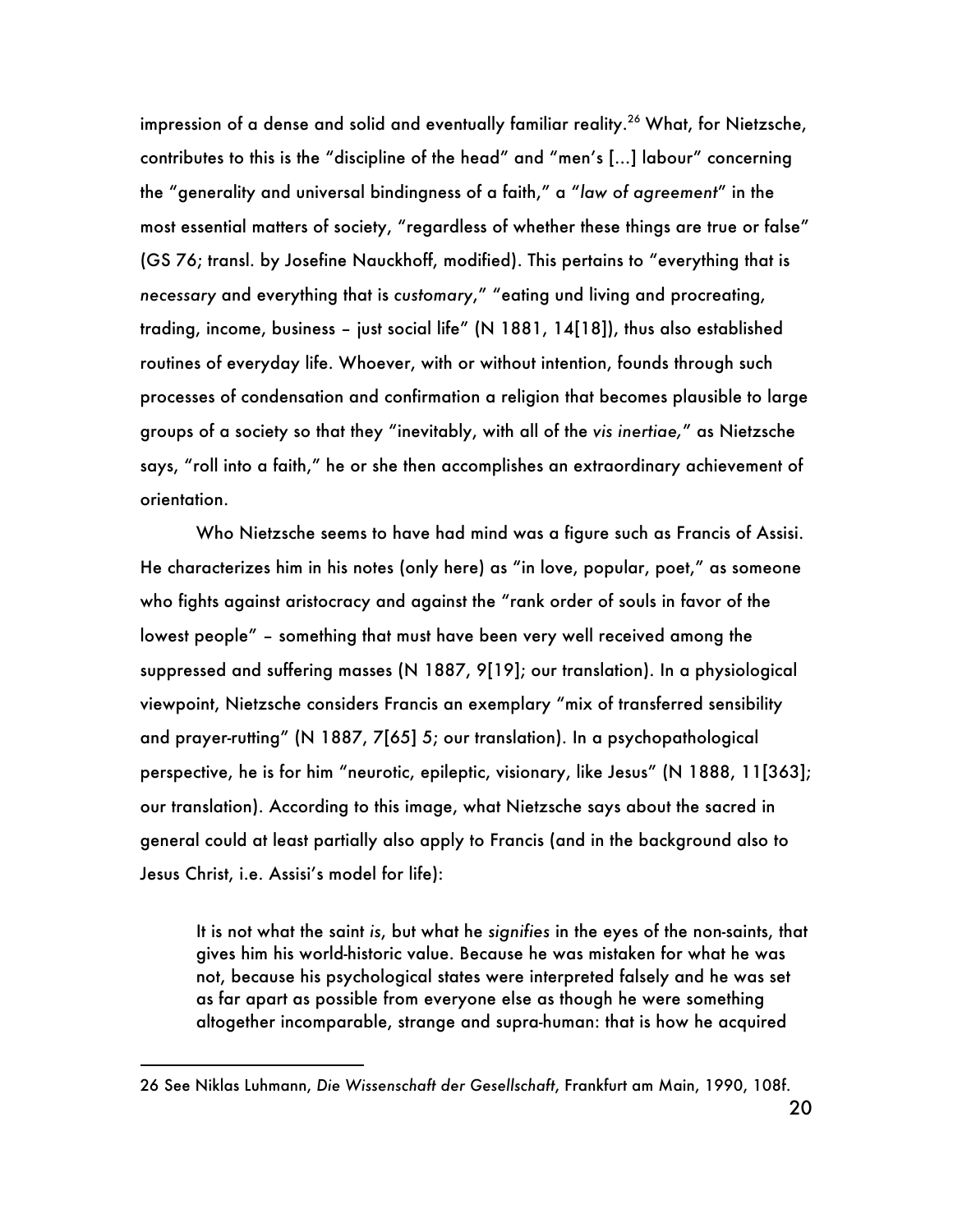impression of a dense and solid and eventually familiar reality.[26] What, for Nietzsche, contributes to this is the "discipline of the head" and "men's [...] labour" concerning the "generality and universal bindingness of a faith," a "*law of agreement*" in the most essential matters of society, "regardless of whether these things are true or false" (GS 76; transl. by Josefine Nauckhoff, modified). This pertains to "everything that is *necessary* and everything that is *customary*," "eating und living and procreating, trading, income, business – just social life" (N 1881, 14[18]), thus also established routines of everyday life. Whoever, with or without intention, founds through such processes of condensation and confirmation a religion that becomes plausible to large groups of a society so that they "inevitably, with all of the *vis inertiae*," as Nietzsche says, "roll into a faith," he or she then accomplishes an extraordinary achievement of orientation.

Who Nietzsche seems to have had mind was a figure such as Francis of Assisi. He characterizes him in his notes (only here) as "in love, popular, poet," as someone who fights against aristocracy and against the "rank order of souls in favor of the lowest people" – something that must have been very well received among the suppressed and suffering masses (N 1887, 9[19]; our translation). In a physiological viewpoint, Nietzsche considers Francis an exemplary "mix of transferred sensibility and prayer-rutting" (N 1887, 7[65] 5; our translation). In a psychopathological perspective, he is for him "neurotic, epileptic, visionary, like Jesus" (N 1888, 11[363]; our translation). According to this image, what Nietzsche says about the sacred in general could at least partially also apply to Francis (and in the background also to Jesus Christ, i.e. Assisi's model for life):

> It is not what the saint *is*, but what he *signifies* in the eyes of the non-saints, that gives him his world-historic value. Because he was mistaken for what he was not, because his psychological states were interpreted falsely and he was set as far apart as possible from everyone else as though he were something altogether incomparable, strange and supra-human: that is how he acquired

26 See Niklas Luhmann, *Die Wissenschaft der Gesellschaft*, Frankfurt am Main, 1990, 108f.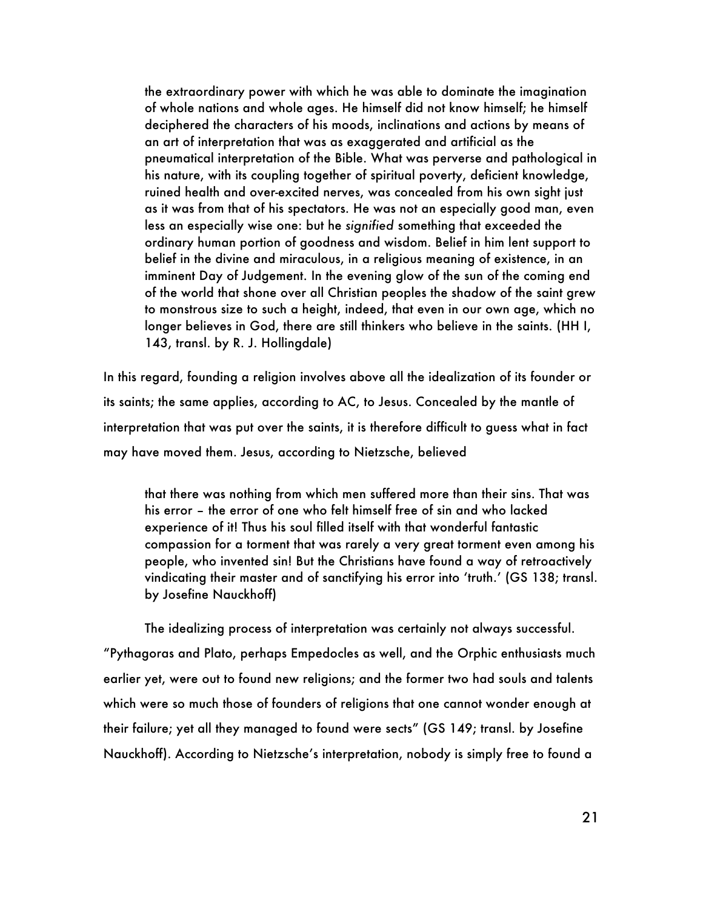> the extraordinary power with which he was able to dominate the imagination of whole nations and whole ages. He himself did not know himself; he himself deciphered the characters of his moods, inclinations and actions by means of an art of interpretation that was as exaggerated and artificial as the pneumatical interpretation of the Bible. What was perverse and pathological in his nature, with its coupling together of spiritual poverty, deficient knowledge, ruined health and over-excited nerves, was concealed from his own sight just as it was from that of his spectators. He was not an especially good man, even less an especially wise one: but he *signified* something that exceeded the ordinary human portion of goodness and wisdom. Belief in him lent support to belief in the divine and miraculous, in a religious meaning of existence, in an imminent Day of Judgement. In the evening glow of the sun of the coming end of the world that shone over all Christian peoples the shadow of the saint grew to monstrous size to such a height, indeed, that even in our own age, which no longer believes in God, there are still thinkers who believe in the saints. (HH I, 143, transl. by R. J. Hollingdale)

In this regard, founding a religion involves above all the idealization of its founder or its saints; the same applies, according to AC, to Jesus. Concealed by the mantle of interpretation that was put over the saints, it is therefore difficult to guess what in fact may have moved them. Jesus, according to Nietzsche, believed

> that there was nothing from which men suffered more than their sins. That was his error – the error of one who felt himself free of sin and who lacked experience of it! Thus his soul filled itself with that wonderful fantastic compassion for a torment that was rarely a very great torment even among his people, who invented sin! But the Christians have found a way of retroactively vindicating their master and of sanctifying his error into 'truth.' (GS 138; transl. by Josefine Nauckhoff)

The idealizing process of interpretation was certainly not always successful. "Pythagoras and Plato, perhaps Empedocles as well, and the Orphic enthusiasts much earlier yet, were out to found new religions; and the former two had souls and talents which were so much those of founders of religions that one cannot wonder enough at their failure; yet all they managed to found were sects" (GS 149; transl. by Josefine Nauckhoff). According to Nietzsche's interpretation, nobody is simply free to found a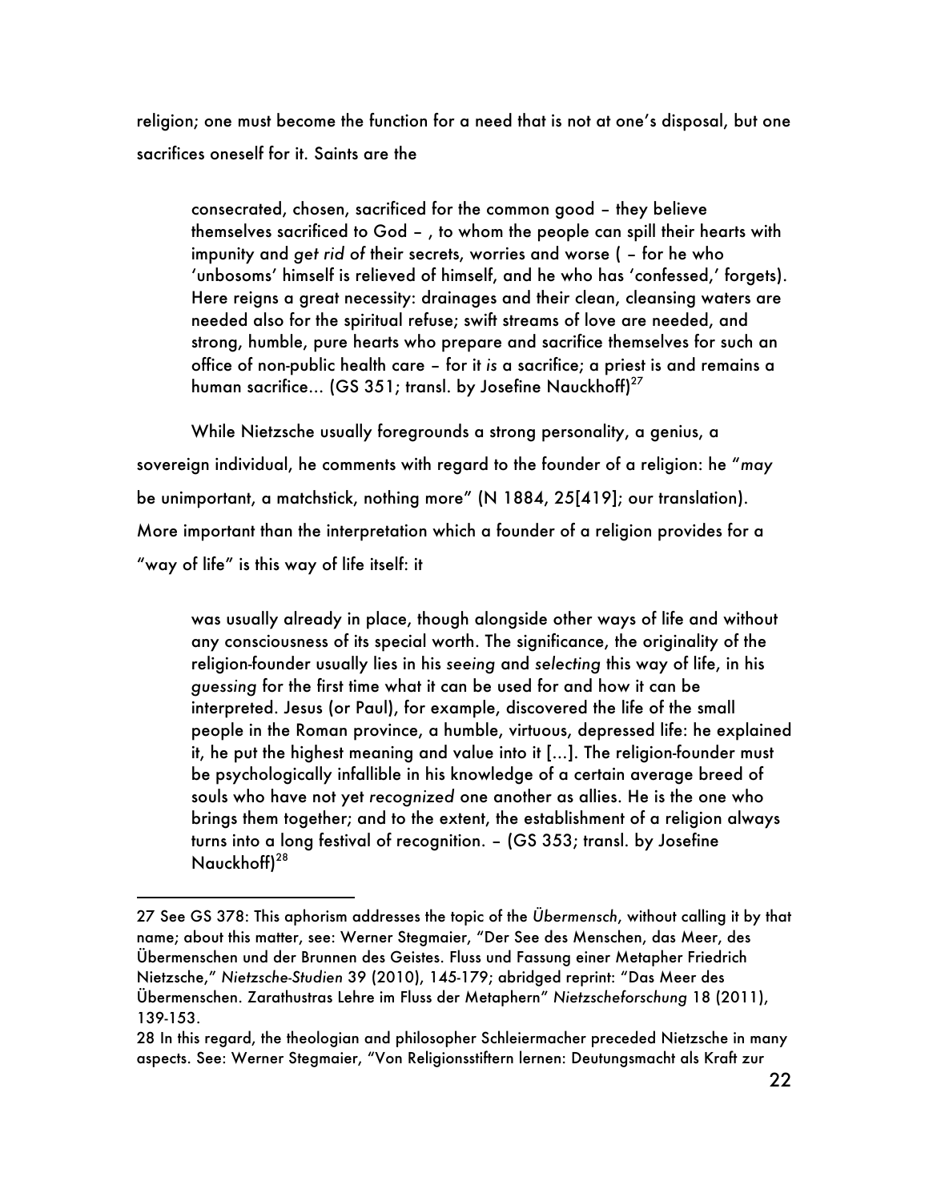religion; one must become the function for a need that is not at one's disposal, but one sacrifices oneself for it. Saints are the

> consecrated, chosen, sacrificed for the common good – they believe themselves sacrificed to God – , to whom the people can spill their hearts with impunity and *get rid of* their secrets, worries and worse ( – for he who 'unbosoms' himself is relieved of himself, and he who has 'confessed,' forgets). Here reigns a great necessity: drainages and their clean, cleansing waters are needed also for the spiritual refuse; swift streams of love are needed, and strong, humble, pure hearts who prepare and sacrifice themselves for such an office of non-public health care – for it *is* a sacrifice; a priest is and remains a human sacrifice… (GS 351; transl. by Josefine Nauckhoff)[27]

While Nietzsche usually foregrounds a strong personality, a genius, a sovereign individual, he comments with regard to the founder of a religion: he "*may* be unimportant, a matchstick, nothing more" (N 1884, 25[419]; our translation). More important than the interpretation which a founder of a religion provides for a "way of life" is this way of life itself: it

> was usually already in place, though alongside other ways of life and without any consciousness of its special worth. The significance, the originality of the religion-founder usually lies in his *seeing* and *selecting* this way of life, in his *guessing* for the first time what it can be used for and how it can be interpreted. Jesus (or Paul), for example, discovered the life of the small people in the Roman province, a humble, virtuous, depressed life: he explained it, he put the highest meaning and value into it […]. The religion-founder must be psychologically infallible in his knowledge of a certain average breed of souls who have not yet *recognized* one another as allies. He is the one who brings them together; and to the extent, the establishment of a religion always turns into a long festival of recognition. – (GS 353; transl. by Josefine Nauckhoff)[28]

---

27 See GS 378: This aphorism addresses the topic of the *Übermensch*, without calling it by that name; about this matter, see: Werner Stegmaier, "Der See des Menschen, das Meer, des Übermenschen und der Brunnen des Geistes. Fluss und Fassung einer Metapher Friedrich Nietzsche," *Nietzsche-Studien* 39 (2010), 145-179; abridged reprint: "Das Meer des Übermenschen. Zarathustras Lehre im Fluss der Metaphern" *Nietzscheforschung* 18 (2011), 139-153.

28 In this regard, the theologian and philosopher Schleiermacher preceded Nietzsche in many aspects. See: Werner Stegmaier, "Von Religionsstiftern lernen: Deutungsmacht als Kraft zur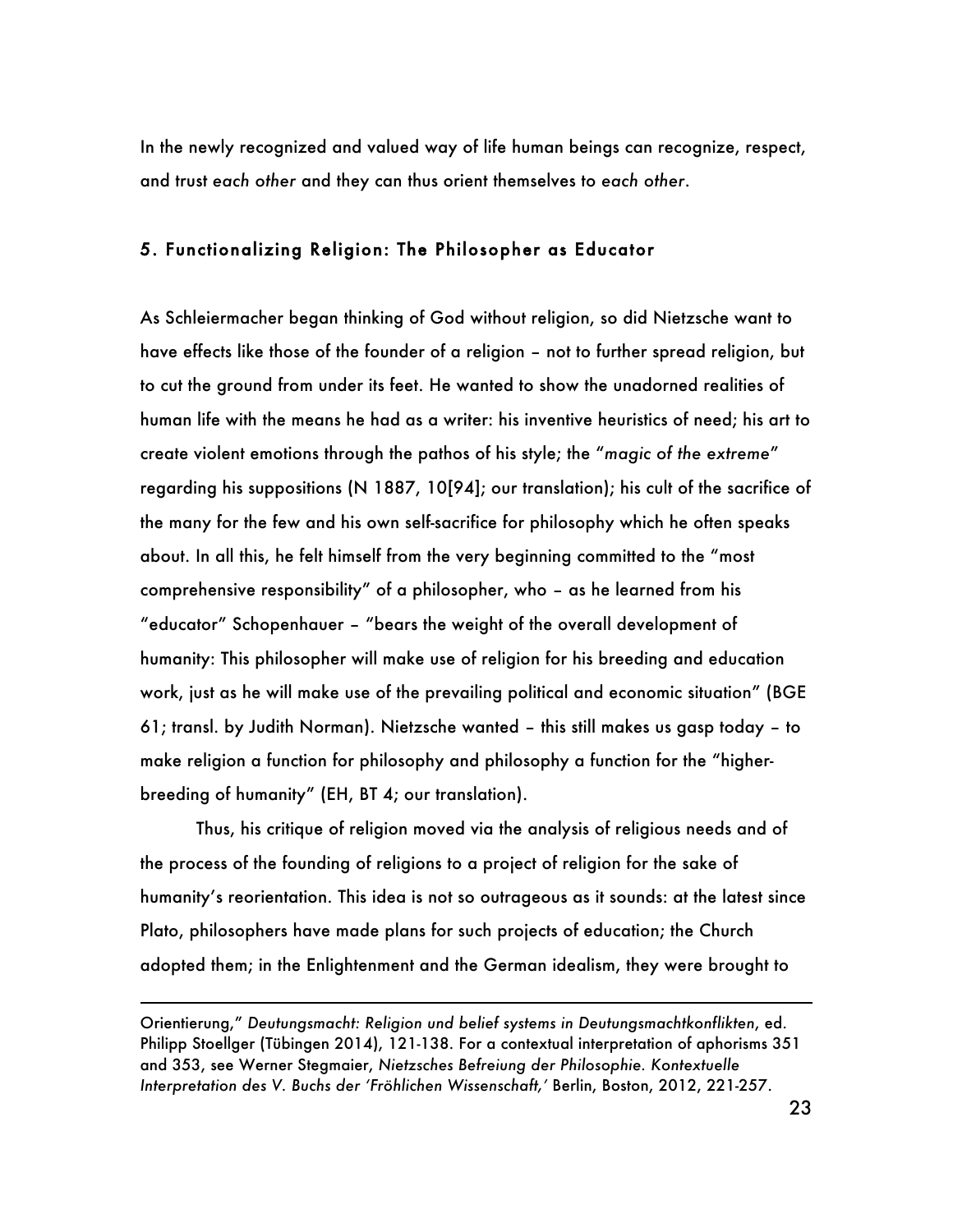In the newly recognized and valued way of life human beings can recognize, respect, and trust *each other* and they can thus orient themselves to *each other*.

## 5. Functionalizing Religion: The Philosopher as Educator

As Schleiermacher began thinking of God without religion, so did Nietzsche want to have effects like those of the founder of a religion – not to further spread religion, but to cut the ground from under its feet. He wanted to show the unadorned realities of human life with the means he had as a writer: his inventive heuristics of need; his art to create violent emotions through the pathos of his style; the "*magic of the extreme*" regarding his suppositions (N 1887, 10[94]; our translation); his cult of the sacrifice of the many for the few and his own self-sacrifice for philosophy which he often speaks about. In all this, he felt himself from the very beginning committed to the "most comprehensive responsibility" of a philosopher, who – as he learned from his "educator" Schopenhauer – "bears the weight of the overall development of humanity: This philosopher will make use of religion for his breeding and education work, just as he will make use of the prevailing political and economic situation" (BGE 61; transl. by Judith Norman). Nietzsche wanted – this still makes us gasp today – to make religion a function for philosophy and philosophy a function for the "higher-breeding of humanity" (EH, BT 4; our translation).

Thus, his critique of religion moved via the analysis of religious needs and of the process of the founding of religions to a project of religion for the sake of humanity's reorientation. This idea is not so outrageous as it sounds: at the latest since Plato, philosophers have made plans for such projects of education; the Church adopted them; in the Enlightenment and the German idealism, they were brought to

---

Orientierung," *Deutungsmacht: Religion und belief systems in Deutungsmachtkonflikten*, ed. Philipp Stoellger (Tübingen 2014), 121-138. For a contextual interpretation of aphorisms 351 and 353, see Werner Stegmaier, *Nietzsches Befreiung der Philosophie. Kontextuelle Interpretation des V. Buchs der 'Fröhlichen Wissenschaft,'* Berlin, Boston, 2012, 221-257.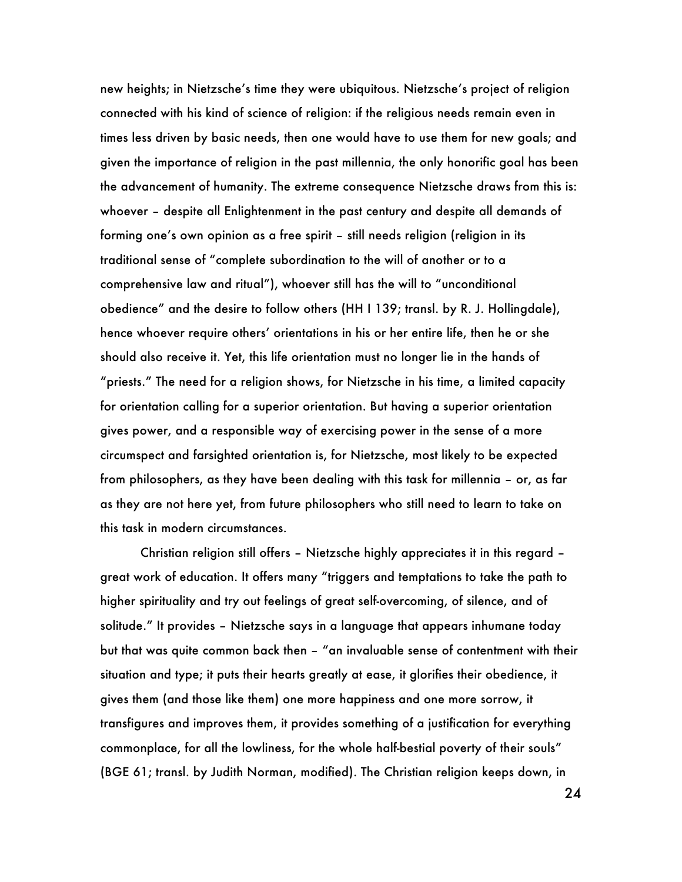new heights; in Nietzsche's time they were ubiquitous. Nietzsche's project of religion connected with his kind of science of religion: if the religious needs remain even in times less driven by basic needs, then one would have to use them for new goals; and given the importance of religion in the past millennia, the only honorific goal has been the advancement of humanity. The extreme consequence Nietzsche draws from this is: whoever – despite all Enlightenment in the past century and despite all demands of forming one's own opinion as a free spirit – still needs religion (religion in its traditional sense of "complete subordination to the will of another or to a comprehensive law and ritual"), whoever still has the will to "unconditional obedience" and the desire to follow others (HH I 139; transl. by R. J. Hollingdale), hence whoever require others' orientations in his or her entire life, then he or she should also receive it. Yet, this life orientation must no longer lie in the hands of "priests." The need for a religion shows, for Nietzsche in his time, a limited capacity for orientation calling for a superior orientation. But having a superior orientation gives power, and a responsible way of exercising power in the sense of a more circumspect and farsighted orientation is, for Nietzsche, most likely to be expected from philosophers, as they have been dealing with this task for millennia – or, as far as they are not here yet, from future philosophers who still need to learn to take on this task in modern circumstances.

Christian religion still offers – Nietzsche highly appreciates it in this regard – great work of education. It offers many "triggers and temptations to take the path to higher spirituality and try out feelings of great self-overcoming, of silence, and of solitude." It provides – Nietzsche says in a language that appears inhumane today but that was quite common back then – "an invaluable sense of contentment with their situation and type; it puts their hearts greatly at ease, it glorifies their obedience, it gives them (and those like them) one more happiness and one more sorrow, it transfigures and improves them, it provides something of a justification for everything commonplace, for all the lowliness, for the whole half-bestial poverty of their souls" (BGE 61; transl. by Judith Norman, modified). The Christian religion keeps down, in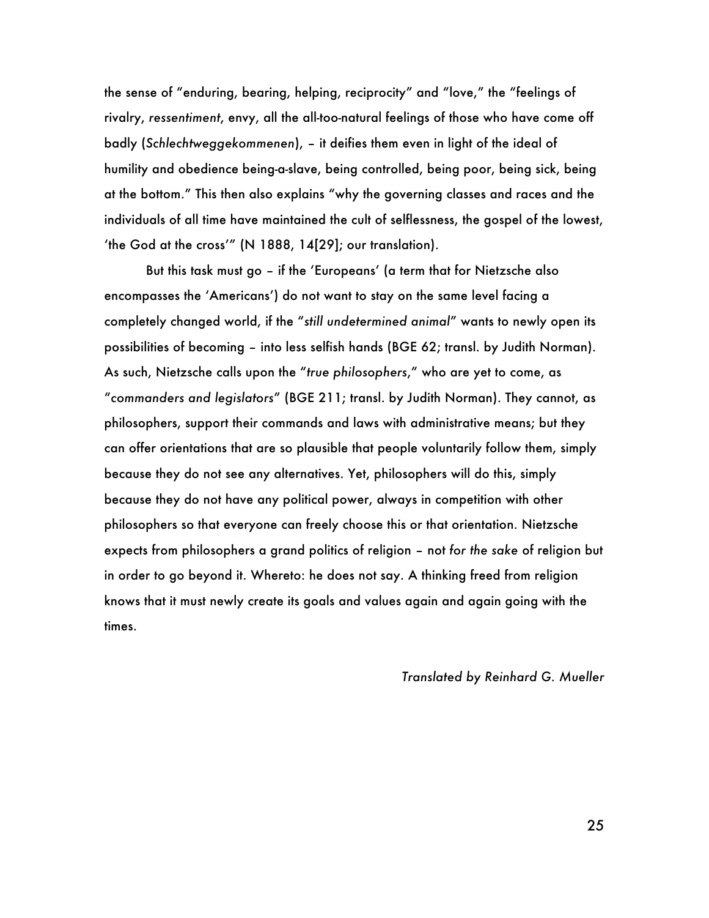the sense of "enduring, bearing, helping, reciprocity" and "love," the "feelings of rivalry, *ressentiment*, envy, all the all-too-natural feelings of those who have come off badly (*Schlechtweggekommenen*), – it deifies them even in light of the ideal of humility and obedience being-a-slave, being controlled, being poor, being sick, being at the bottom." This then also explains "why the governing classes and races and the individuals of all time have maintained the cult of selflessness, the gospel of the lowest, 'the God at the cross'" (N 1888, 14[29]; our translation).

But this task must go – if the 'Europeans' (a term that for Nietzsche also encompasses the 'Americans') do not want to stay on the same level facing a completely changed world, if the "*still undetermined animal*" wants to newly open its possibilities of becoming – into less selfish hands (BGE 62; transl. by Judith Norman). As such, Nietzsche calls upon the "*true philosophers*," who are yet to come, as "*commanders and legislators*" (BGE 211; transl. by Judith Norman). They cannot, as philosophers, support their commands and laws with administrative means; but they can offer orientations that are so plausible that people voluntarily follow them, simply because they do not see any alternatives. Yet, philosophers will do this, simply because they do not have any political power, always in competition with other philosophers so that everyone can freely choose this or that orientation. Nietzsche expects from philosophers a grand politics of religion – not *for the sake* of religion but in order to go beyond it. Whereto: he does not say. A thinking freed from religion knows that it must newly create its goals and values again and again going with the times.

*Translated by Reinhard G. Mueller*